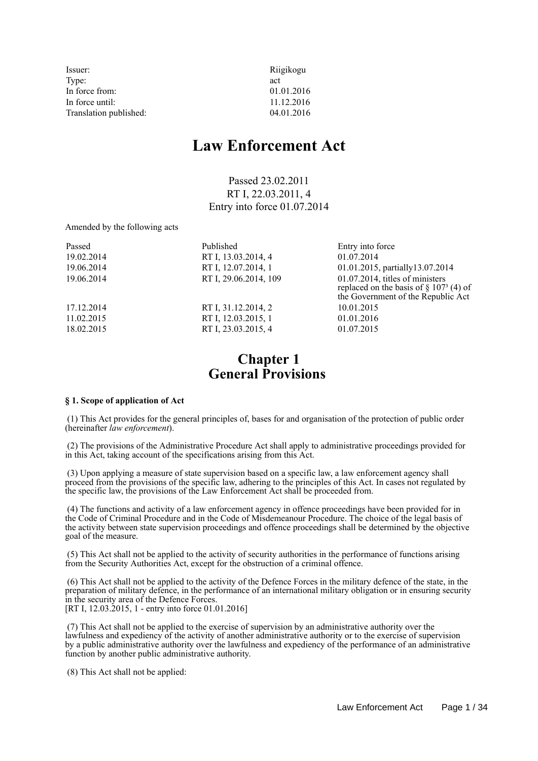| | |
|---|---|
| Issuer: | Riigikogu |
| Type: | act |
| In force from: | 01.01.2016 |
| In force until: | 11.12.2016 |
| Translation published: | 04.01.2016 |

# Law Enforcement Act

Passed 23.02.2011
RT I, 22.03.2011, 4
Entry into force 01.07.2014

Amended by the following acts

| Passed | Published | Entry into force |
|---|---|---|
| 19.02.2014 | RT I, 13.03.2014, 4 | 01.07.2014 |
| 19.06.2014 | RT I, 12.07.2014, 1 | 01.01.2015, partially13.07.2014 |
| 19.06.2014 | RT I, 29.06.2014, 109 | 01.07.2014, titles of ministers replaced on the basis of § 107³ (4) of the Government of the Republic Act |
| 17.12.2014 | RT I, 31.12.2014, 2 | 10.01.2015 |
| 11.02.2015 | RT I, 12.03.2015, 1 | 01.01.2016 |
| 18.02.2015 | RT I, 23.03.2015, 4 | 01.07.2015 |

## Chapter 1
## General Provisions

**§ 1. Scope of application of Act**

(1) This Act provides for the general principles of, bases for and organisation of the protection of public order (hereinafter *law enforcement*).

(2) The provisions of the Administrative Procedure Act shall apply to administrative proceedings provided for in this Act, taking account of the specifications arising from this Act.

(3) Upon applying a measure of state supervision based on a specific law, a law enforcement agency shall proceed from the provisions of the specific law, adhering to the principles of this Act. In cases not regulated by the specific law, the provisions of the Law Enforcement Act shall be proceeded from.

(4) The functions and activity of a law enforcement agency in offence proceedings have been provided for in the Code of Criminal Procedure and in the Code of Misdemeanour Procedure. The choice of the legal basis of the activity between state supervision proceedings and offence proceedings shall be determined by the objective goal of the measure.

(5) This Act shall not be applied to the activity of security authorities in the performance of functions arising from the Security Authorities Act, except for the obstruction of a criminal offence.

(6) This Act shall not be applied to the activity of the Defence Forces in the military defence of the state, in the preparation of military defence, in the performance of an international military obligation or in ensuring security in the security area of the Defence Forces.
[RT I, 12.03.2015, 1 - entry into force 01.01.2016]

(7) This Act shall not be applied to the exercise of supervision by an administrative authority over the lawfulness and expediency of the activity of another administrative authority or to the exercise of supervision by a public administrative authority over the lawfulness and expediency of the performance of an administrative function by another public administrative authority.

(8) This Act shall not be applied: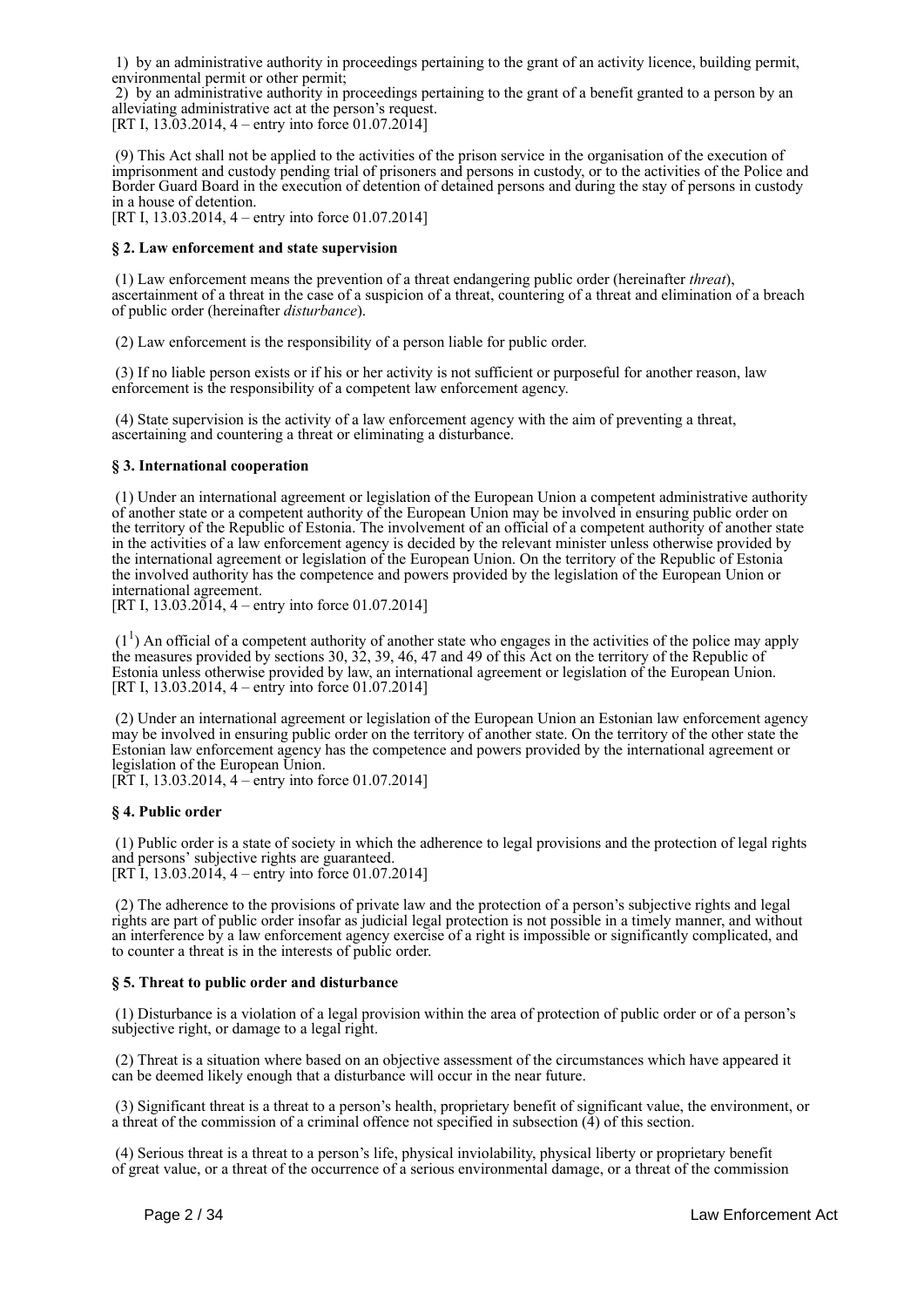1) by an administrative authority in proceedings pertaining to the grant of an activity licence, building permit, environmental permit or other permit;

2) by an administrative authority in proceedings pertaining to the grant of a benefit granted to a person by an alleviating administrative act at the person's request.
[RT I, 13.03.2014, 4 – entry into force 01.07.2014]

(9) This Act shall not be applied to the activities of the prison service in the organisation of the execution of imprisonment and custody pending trial of prisoners and persons in custody, or to the activities of the Police and Border Guard Board in the execution of detention of detained persons and during the stay of persons in custody in a house of detention.
[RT I, 13.03.2014, 4 – entry into force 01.07.2014]

**§ 2. Law enforcement and state supervision**

(1) Law enforcement means the prevention of a threat endangering public order (hereinafter *threat*), ascertainment of a threat in the case of a suspicion of a threat, countering of a threat and elimination of a breach of public order (hereinafter *disturbance*).

(2) Law enforcement is the responsibility of a person liable for public order.

(3) If no liable person exists or if his or her activity is not sufficient or purposeful for another reason, law enforcement is the responsibility of a competent law enforcement agency.

(4) State supervision is the activity of a law enforcement agency with the aim of preventing a threat, ascertaining and countering a threat or eliminating a disturbance.

**§ 3. International cooperation**

(1) Under an international agreement or legislation of the European Union a competent administrative authority of another state or a competent authority of the European Union may be involved in ensuring public order on the territory of the Republic of Estonia. The involvement of an official of a competent authority of another state in the activities of a law enforcement agency is decided by the relevant minister unless otherwise provided by the international agreement or legislation of the European Union. On the territory of the Republic of Estonia the involved authority has the competence and powers provided by the legislation of the European Union or international agreement.
[RT I, 13.03.2014, 4 – entry into force 01.07.2014]

(1[1]) An official of a competent authority of another state who engages in the activities of the police may apply the measures provided by sections 30, 32, 39, 46, 47 and 49 of this Act on the territory of the Republic of Estonia unless otherwise provided by law, an international agreement or legislation of the European Union.
[RT I, 13.03.2014, 4 – entry into force 01.07.2014]

(2) Under an international agreement or legislation of the European Union an Estonian law enforcement agency may be involved in ensuring public order on the territory of another state. On the territory of the other state the Estonian law enforcement agency has the competence and powers provided by the international agreement or legislation of the European Union.
[RT I, 13.03.2014, 4 – entry into force 01.07.2014]

**§ 4. Public order**

(1) Public order is a state of society in which the adherence to legal provisions and the protection of legal rights and persons' subjective rights are guaranteed.
[RT I, 13.03.2014, 4 – entry into force 01.07.2014]

(2) The adherence to the provisions of private law and the protection of a person's subjective rights and legal rights are part of public order insofar as judicial legal protection is not possible in a timely manner, and without an interference by a law enforcement agency exercise of a right is impossible or significantly complicated, and to counter a threat is in the interests of public order.

**§ 5. Threat to public order and disturbance**

(1) Disturbance is a violation of a legal provision within the area of protection of public order or of a person's subjective right, or damage to a legal right.

(2) Threat is a situation where based on an objective assessment of the circumstances which have appeared it can be deemed likely enough that a disturbance will occur in the near future.

(3) Significant threat is a threat to a person's health, proprietary benefit of significant value, the environment, or a threat of the commission of a criminal offence not specified in subsection (4) of this section.

(4) Serious threat is a threat to a person's life, physical inviolability, physical liberty or proprietary benefit of great value, or a threat of the occurrence of a serious environmental damage, or a threat of the commission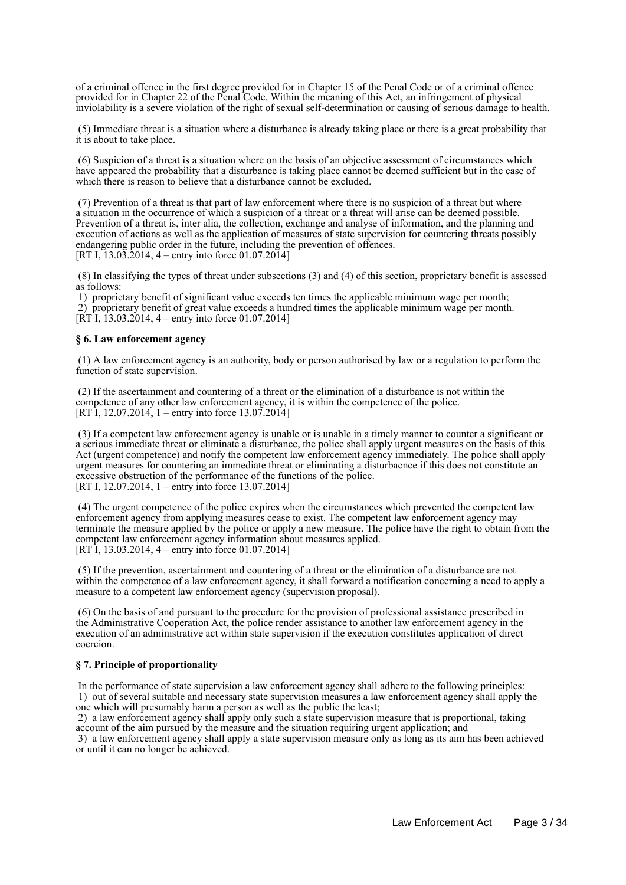of a criminal offence in the first degree provided for in Chapter 15 of the Penal Code or of a criminal offence provided for in Chapter 22 of the Penal Code. Within the meaning of this Act, an infringement of physical inviolability is a severe violation of the right of sexual self-determination or causing of serious damage to health.

(5) Immediate threat is a situation where a disturbance is already taking place or there is a great probability that it is about to take place.

(6) Suspicion of a threat is a situation where on the basis of an objective assessment of circumstances which have appeared the probability that a disturbance is taking place cannot be deemed sufficient but in the case of which there is reason to believe that a disturbance cannot be excluded.

(7) Prevention of a threat is that part of law enforcement where there is no suspicion of a threat but where a situation in the occurrence of which a suspicion of a threat or a threat will arise can be deemed possible. Prevention of a threat is, inter alia, the collection, exchange and analyse of information, and the planning and execution of actions as well as the application of measures of state supervision for countering threats possibly endangering public order in the future, including the prevention of offences.
[RT I, 13.03.2014, 4 – entry into force 01.07.2014]

(8) In classifying the types of threat under subsections (3) and (4) of this section, proprietary benefit is assessed as follows:
1) proprietary benefit of significant value exceeds ten times the applicable minimum wage per month;
2) proprietary benefit of great value exceeds a hundred times the applicable minimum wage per month.
[RT I, 13.03.2014, 4 – entry into force 01.07.2014]

**§ 6. Law enforcement agency**

(1) A law enforcement agency is an authority, body or person authorised by law or a regulation to perform the function of state supervision.

(2) If the ascertainment and countering of a threat or the elimination of a disturbance is not within the competence of any other law enforcement agency, it is within the competence of the police.
[RT I, 12.07.2014, 1 – entry into force 13.07.2014]

(3) If a competent law enforcement agency is unable or is unable in a timely manner to counter a significant or a serious immediate threat or eliminate a disturbance, the police shall apply urgent measures on the basis of this Act (urgent competence) and notify the competent law enforcement agency immediately. The police shall apply urgent measures for countering an immediate threat or eliminating a disturbacnce if this does not constitute an excessive obstruction of the performance of the functions of the police.
[RT I, 12.07.2014, 1 – entry into force 13.07.2014]

(4) The urgent competence of the police expires when the circumstances which prevented the competent law enforcement agency from applying measures cease to exist. The competent law enforcement agency may terminate the measure applied by the police or apply a new measure. The police have the right to obtain from the competent law enforcement agency information about measures applied.
[RT I, 13.03.2014, 4 – entry into force 01.07.2014]

(5) If the prevention, ascertainment and countering of a threat or the elimination of a disturbance are not within the competence of a law enforcement agency, it shall forward a notification concerning a need to apply a measure to a competent law enforcement agency (supervision proposal).

(6) On the basis of and pursuant to the procedure for the provision of professional assistance prescribed in the Administrative Cooperation Act, the police render assistance to another law enforcement agency in the execution of an administrative act within state supervision if the execution constitutes application of direct coercion.

**§ 7. Principle of proportionality**

In the performance of state supervision a law enforcement agency shall adhere to the following principles:
1) out of several suitable and necessary state supervision measures a law enforcement agency shall apply the one which will presumably harm a person as well as the public the least;
2) a law enforcement agency shall apply only such a state supervision measure that is proportional, taking account of the aim pursued by the measure and the situation requiring urgent application; and
3) a law enforcement agency shall apply a state supervision measure only as long as its aim has been achieved or until it can no longer be achieved.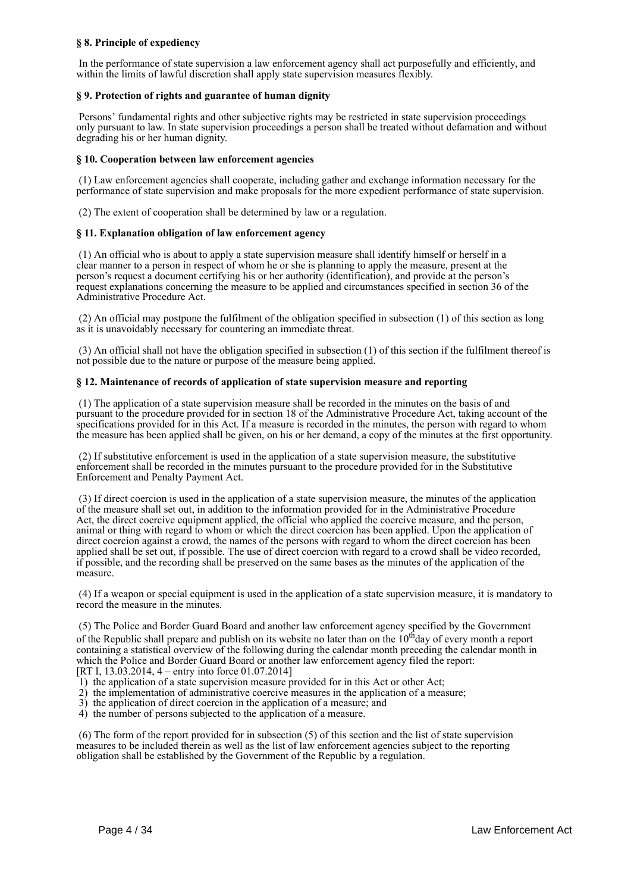### § 8. Principle of expediency

In the performance of state supervision a law enforcement agency shall act purposefully and efficiently, and within the limits of lawful discretion shall apply state supervision measures flexibly.

### § 9. Protection of rights and guarantee of human dignity

Persons' fundamental rights and other subjective rights may be restricted in state supervision proceedings only pursuant to law. In state supervision proceedings a person shall be treated without defamation and without degrading his or her human dignity.

### § 10. Cooperation between law enforcement agencies

(1) Law enforcement agencies shall cooperate, including gather and exchange information necessary for the performance of state supervision and make proposals for the more expedient performance of state supervision.

(2) The extent of cooperation shall be determined by law or a regulation.

### § 11. Explanation obligation of law enforcement agency

(1) An official who is about to apply a state supervision measure shall identify himself or herself in a clear manner to a person in respect of whom he or she is planning to apply the measure, present at the person's request a document certifying his or her authority (identification), and provide at the person's request explanations concerning the measure to be applied and circumstances specified in section 36 of the Administrative Procedure Act.

(2) An official may postpone the fulfilment of the obligation specified in subsection (1) of this section as long as it is unavoidably necessary for countering an immediate threat.

(3) An official shall not have the obligation specified in subsection (1) of this section if the fulfilment thereof is not possible due to the nature or purpose of the measure being applied.

### § 12. Maintenance of records of application of state supervision measure and reporting

(1) The application of a state supervision measure shall be recorded in the minutes on the basis of and pursuant to the procedure provided for in section 18 of the Administrative Procedure Act, taking account of the specifications provided for in this Act. If a measure is recorded in the minutes, the person with regard to whom the measure has been applied shall be given, on his or her demand, a copy of the minutes at the first opportunity.

(2) If substitutive enforcement is used in the application of a state supervision measure, the substitutive enforcement shall be recorded in the minutes pursuant to the procedure provided for in the Substitutive Enforcement and Penalty Payment Act.

(3) If direct coercion is used in the application of a state supervision measure, the minutes of the application of the measure shall set out, in addition to the information provided for in the Administrative Procedure Act, the direct coercive equipment applied, the official who applied the coercive measure, and the person, animal or thing with regard to whom or which the direct coercion has been applied. Upon the application of direct coercion against a crowd, the names of the persons with regard to whom the direct coercion has been applied shall be set out, if possible. The use of direct coercion with regard to a crowd shall be video recorded, if possible, and the recording shall be preserved on the same bases as the minutes of the application of the measure.

(4) If a weapon or special equipment is used in the application of a state supervision measure, it is mandatory to record the measure in the minutes.

(5) The Police and Border Guard Board and another law enforcement agency specified by the Government of the Republic shall prepare and publish on its website no later than on the 10th day of every month a report containing a statistical overview of the following during the calendar month preceding the calendar month in which the Police and Border Guard Board or another law enforcement agency filed the report:
[RT I, 13.03.2014, 4 – entry into force 01.07.2014]
1) the application of a state supervision measure provided for in this Act or other Act;
2) the implementation of administrative coercive measures in the application of a measure;
3) the application of direct coercion in the application of a measure; and
4) the number of persons subjected to the application of a measure.

(6) The form of the report provided for in subsection (5) of this section and the list of state supervision measures to be included therein as well as the list of law enforcement agencies subject to the reporting obligation shall be established by the Government of the Republic by a regulation.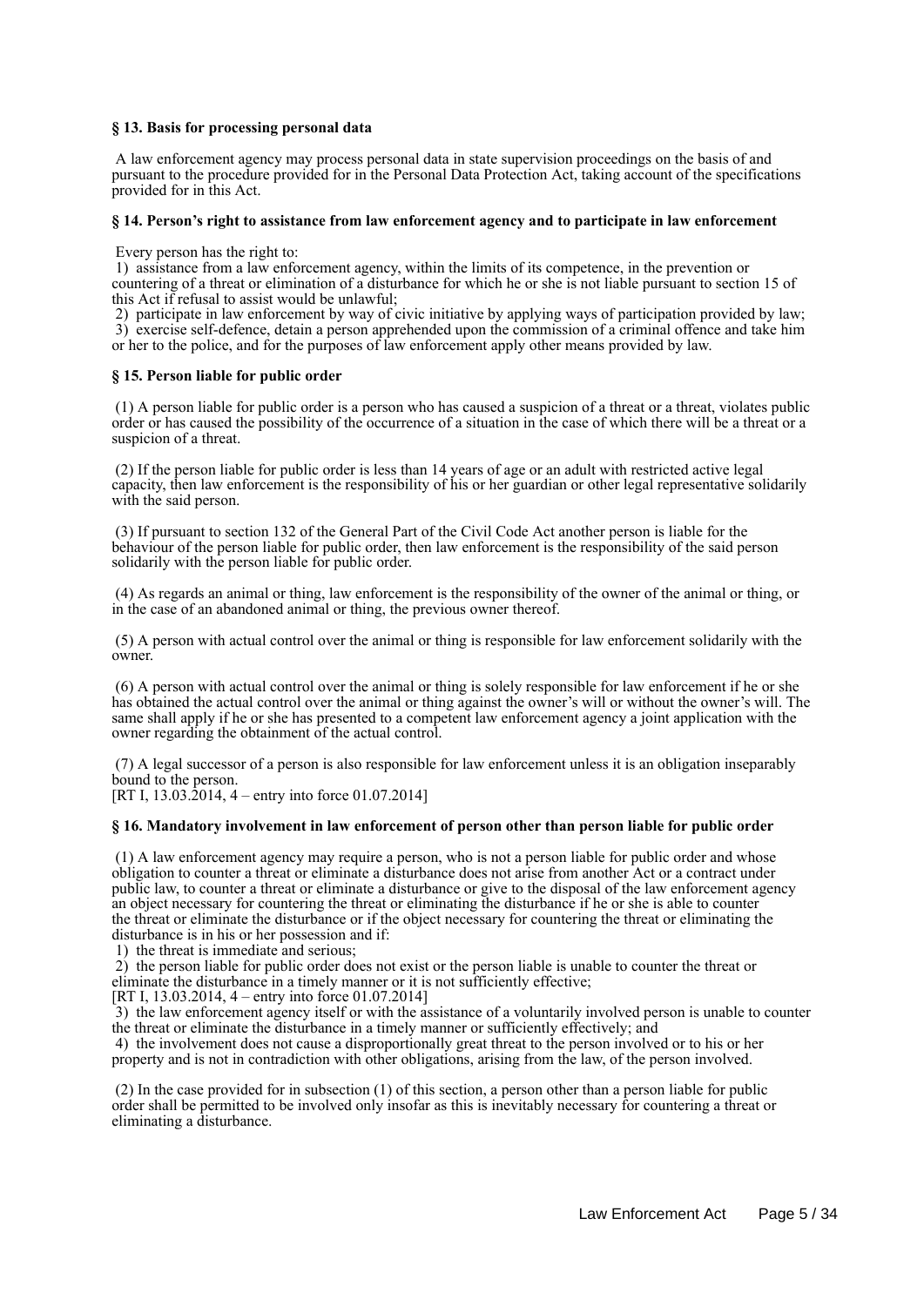**§ 13. Basis for processing personal data**

A law enforcement agency may process personal data in state supervision proceedings on the basis of and pursuant to the procedure provided for in the Personal Data Protection Act, taking account of the specifications provided for in this Act.

**§ 14. Person's right to assistance from law enforcement agency and to participate in law enforcement**

Every person has the right to:
1) assistance from a law enforcement agency, within the limits of its competence, in the prevention or countering of a threat or elimination of a disturbance for which he or she is not liable pursuant to section 15 of this Act if refusal to assist would be unlawful;
2) participate in law enforcement by way of civic initiative by applying ways of participation provided by law;
3) exercise self-defence, detain a person apprehended upon the commission of a criminal offence and take him or her to the police, and for the purposes of law enforcement apply other means provided by law.

**§ 15. Person liable for public order**

(1) A person liable for public order is a person who has caused a suspicion of a threat or a threat, violates public order or has caused the possibility of the occurrence of a situation in the case of which there will be a threat or a suspicion of a threat.

(2) If the person liable for public order is less than 14 years of age or an adult with restricted active legal capacity, then law enforcement is the responsibility of his or her guardian or other legal representative solidarily with the said person.

(3) If pursuant to section 132 of the General Part of the Civil Code Act another person is liable for the behaviour of the person liable for public order, then law enforcement is the responsibility of the said person solidarily with the person liable for public order.

(4) As regards an animal or thing, law enforcement is the responsibility of the owner of the animal or thing, or in the case of an abandoned animal or thing, the previous owner thereof.

(5) A person with actual control over the animal or thing is responsible for law enforcement solidarily with the owner.

(6) A person with actual control over the animal or thing is solely responsible for law enforcement if he or she has obtained the actual control over the animal or thing against the owner's will or without the owner's will. The same shall apply if he or she has presented to a competent law enforcement agency a joint application with the owner regarding the obtainment of the actual control.

(7) A legal successor of a person is also responsible for law enforcement unless it is an obligation inseparably bound to the person.
[RT I, 13.03.2014, 4 – entry into force 01.07.2014]

**§ 16. Mandatory involvement in law enforcement of person other than person liable for public order**

(1) A law enforcement agency may require a person, who is not a person liable for public order and whose obligation to counter a threat or eliminate a disturbance does not arise from another Act or a contract under public law, to counter a threat or eliminate a disturbance or give to the disposal of the law enforcement agency an object necessary for countering the threat or eliminating the disturbance if he or she is able to counter the threat or eliminate the disturbance or if the object necessary for countering the threat or eliminating the disturbance is in his or her possession and if:
1) the threat is immediate and serious;
2) the person liable for public order does not exist or the person liable is unable to counter the threat or eliminate the disturbance in a timely manner or it is not sufficiently effective;
[RT I, 13.03.2014, 4 – entry into force 01.07.2014]
3) the law enforcement agency itself or with the assistance of a voluntarily involved person is unable to counter the threat or eliminate the disturbance in a timely manner or sufficiently effectively; and
4) the involvement does not cause a disproportionally great threat to the person involved or to his or her property and is not in contradiction with other obligations, arising from the law, of the person involved.

(2) In the case provided for in subsection (1) of this section, a person other than a person liable for public order shall be permitted to be involved only insofar as this is inevitably necessary for countering a threat or eliminating a disturbance.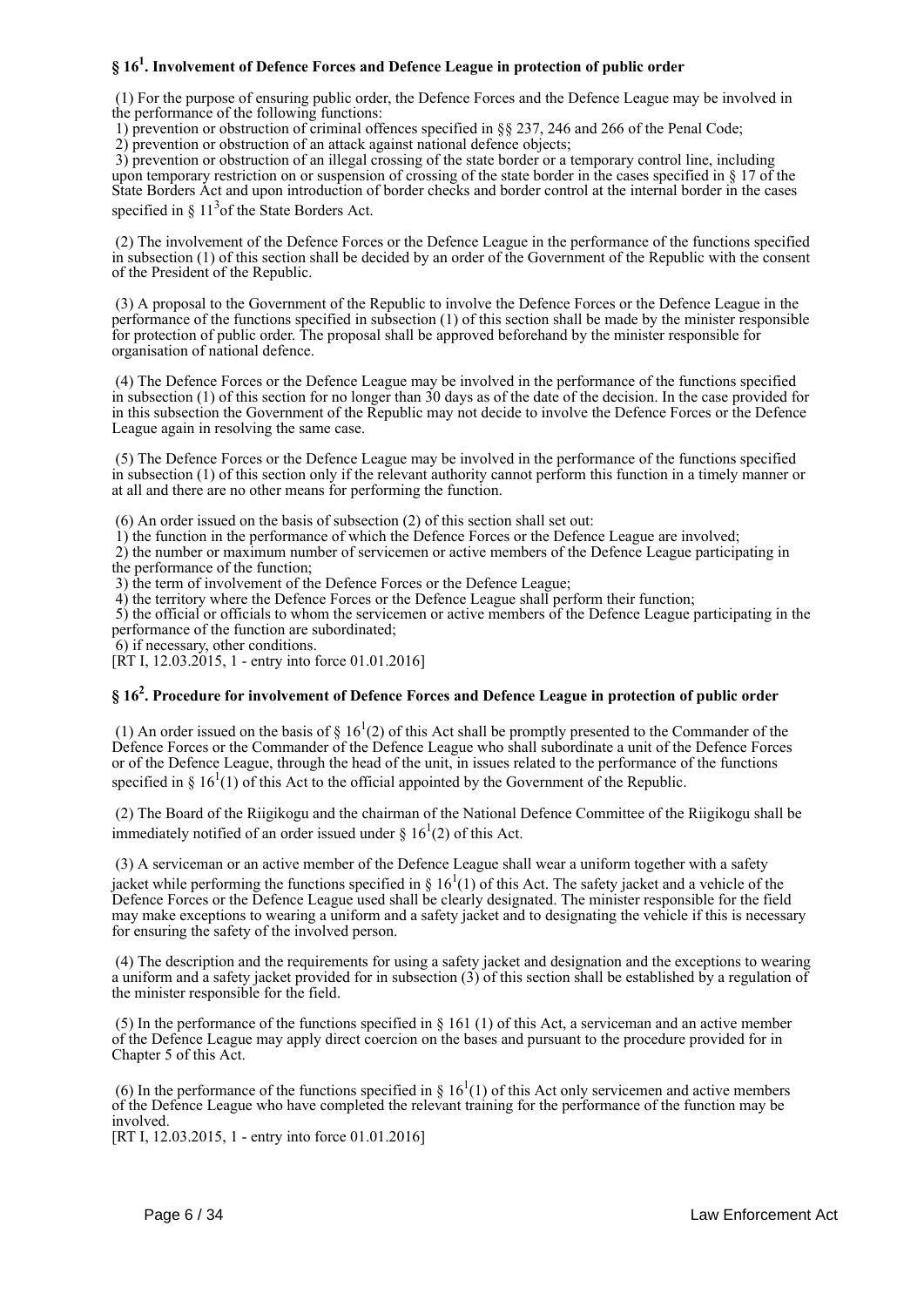### § 16[1]. Involvement of Defence Forces and Defence League in protection of public order

(1) For the purpose of ensuring public order, the Defence Forces and the Defence League may be involved in the performance of the following functions:
1) prevention or obstruction of criminal offences specified in §§ 237, 246 and 266 of the Penal Code;
2) prevention or obstruction of an attack against national defence objects;
3) prevention or obstruction of an illegal crossing of the state border or a temporary control line, including upon temporary restriction on or suspension of crossing of the state border in the cases specified in § 17 of the State Borders Act and upon introduction of border checks and border control at the internal border in the cases specified in § 11[3] of the State Borders Act.

(2) The involvement of the Defence Forces or the Defence League in the performance of the functions specified in subsection (1) of this section shall be decided by an order of the Government of the Republic with the consent of the President of the Republic.

(3) A proposal to the Government of the Republic to involve the Defence Forces or the Defence League in the performance of the functions specified in subsection (1) of this section shall be made by the minister responsible for protection of public order. The proposal shall be approved beforehand by the minister responsible for organisation of national defence.

(4) The Defence Forces or the Defence League may be involved in the performance of the functions specified in subsection (1) of this section for no longer than 30 days as of the date of the decision. In the case provided for in this subsection the Government of the Republic may not decide to involve the Defence Forces or the Defence League again in resolving the same case.

(5) The Defence Forces or the Defence League may be involved in the performance of the functions specified in subsection (1) of this section only if the relevant authority cannot perform this function in a timely manner or at all and there are no other means for performing the function.

(6) An order issued on the basis of subsection (2) of this section shall set out:
1) the function in the performance of which the Defence Forces or the Defence League are involved;
2) the number or maximum number of servicemen or active members of the Defence League participating in the performance of the function;
3) the term of involvement of the Defence Forces or the Defence League;
4) the territory where the Defence Forces or the Defence League shall perform their function;
5) the official or officials to whom the servicemen or active members of the Defence League participating in the performance of the function are subordinated;
6) if necessary, other conditions.
[RT I, 12.03.2015, 1 - entry into force 01.01.2016]

### § 16[2]. Procedure for involvement of Defence Forces and Defence League in protection of public order

(1) An order issued on the basis of § 16[1](2) of this Act shall be promptly presented to the Commander of the Defence Forces or the Commander of the Defence League who shall subordinate a unit of the Defence Forces or of the Defence League, through the head of the unit, in issues related to the performance of the functions specified in § 16[1](1) of this Act to the official appointed by the Government of the Republic.

(2) The Board of the Riigikogu and the chairman of the National Defence Committee of the Riigikogu shall be immediately notified of an order issued under § 16[1](2) of this Act.

(3) A serviceman or an active member of the Defence League shall wear a uniform together with a safety jacket while performing the functions specified in § 16[1](1) of this Act. The safety jacket and a vehicle of the Defence Forces or the Defence League used shall be clearly designated. The minister responsible for the field may make exceptions to wearing a uniform and a safety jacket and to designating the vehicle if this is necessary for ensuring the safety of the involved person.

(4) The description and the requirements for using a safety jacket and designation and the exceptions to wearing a uniform and a safety jacket provided for in subsection (3) of this section shall be established by a regulation of the minister responsible for the field.

(5) In the performance of the functions specified in § 161 (1) of this Act, a serviceman and an active member of the Defence League may apply direct coercion on the bases and pursuant to the procedure provided for in Chapter 5 of this Act.

(6) In the performance of the functions specified in § 16[1](1) of this Act only servicemen and active members of the Defence League who have completed the relevant training for the performance of the function may be involved.
[RT I, 12.03.2015, 1 - entry into force 01.01.2016]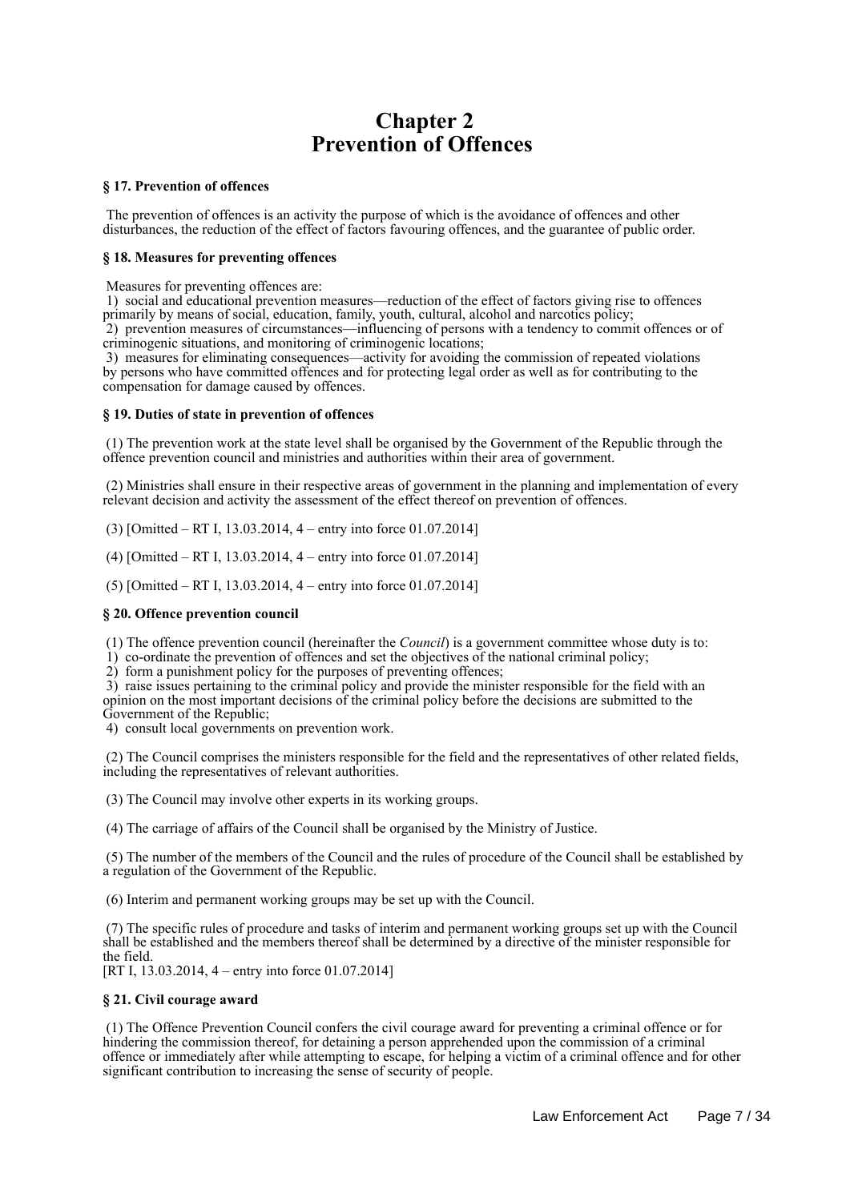# Chapter 2
# Prevention of Offences

**§ 17. Prevention of offences**

The prevention of offences is an activity the purpose of which is the avoidance of offences and other disturbances, the reduction of the effect of factors favouring offences, and the guarantee of public order.

**§ 18. Measures for preventing offences**

Measures for preventing offences are:
1) social and educational prevention measures—reduction of the effect of factors giving rise to offences primarily by means of social, education, family, youth, cultural, alcohol and narcotics policy;
2) prevention measures of circumstances—influencing of persons with a tendency to commit offences or of criminogenic situations, and monitoring of criminogenic locations;
3) measures for eliminating consequences—activity for avoiding the commission of repeated violations by persons who have committed offences and for protecting legal order as well as for contributing to the compensation for damage caused by offences.

**§ 19. Duties of state in prevention of offences**

(1) The prevention work at the state level shall be organised by the Government of the Republic through the offence prevention council and ministries and authorities within their area of government.

(2) Ministries shall ensure in their respective areas of government in the planning and implementation of every relevant decision and activity the assessment of the effect thereof on prevention of offences.

(3) [Omitted – RT I, 13.03.2014, 4 – entry into force 01.07.2014]

(4) [Omitted – RT I, 13.03.2014, 4 – entry into force 01.07.2014]

(5) [Omitted – RT I, 13.03.2014, 4 – entry into force 01.07.2014]

**§ 20. Offence prevention council**

(1) The offence prevention council (hereinafter the *Council*) is a government committee whose duty is to:
1) co-ordinate the prevention of offences and set the objectives of the national criminal policy;
2) form a punishment policy for the purposes of preventing offences;
3) raise issues pertaining to the criminal policy and provide the minister responsible for the field with an opinion on the most important decisions of the criminal policy before the decisions are submitted to the Government of the Republic;
4) consult local governments on prevention work.

(2) The Council comprises the ministers responsible for the field and the representatives of other related fields, including the representatives of relevant authorities.

(3) The Council may involve other experts in its working groups.

(4) The carriage of affairs of the Council shall be organised by the Ministry of Justice.

(5) The number of the members of the Council and the rules of procedure of the Council shall be established by a regulation of the Government of the Republic.

(6) Interim and permanent working groups may be set up with the Council.

(7) The specific rules of procedure and tasks of interim and permanent working groups set up with the Council shall be established and the members thereof shall be determined by a directive of the minister responsible for the field.
[RT I, 13.03.2014, 4 – entry into force 01.07.2014]

**§ 21. Civil courage award**

(1) The Offence Prevention Council confers the civil courage award for preventing a criminal offence or for hindering the commission thereof, for detaining a person apprehended upon the commission of a criminal offence or immediately after while attempting to escape, for helping a victim of a criminal offence and for other significant contribution to increasing the sense of security of people.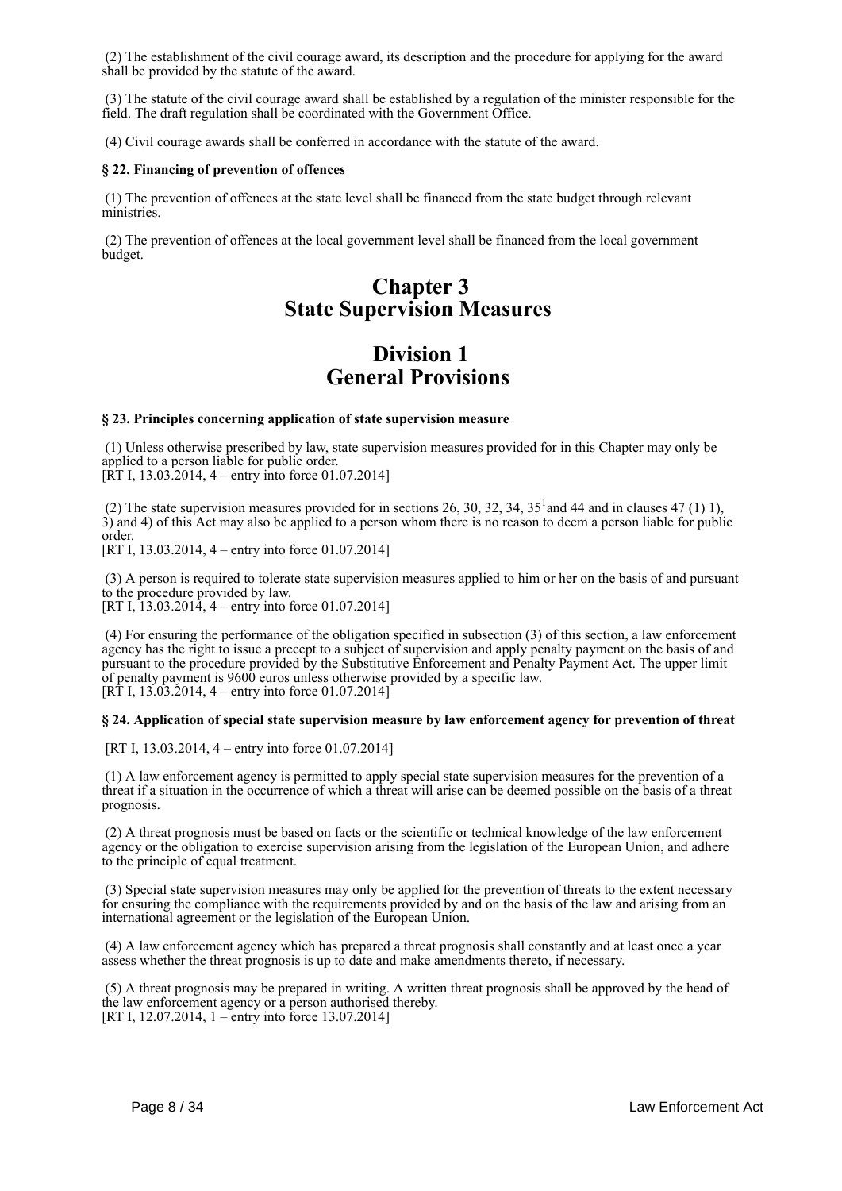(2) The establishment of the civil courage award, its description and the procedure for applying for the award shall be provided by the statute of the award.

(3) The statute of the civil courage award shall be established by a regulation of the minister responsible for the field. The draft regulation shall be coordinated with the Government Office.

(4) Civil courage awards shall be conferred in accordance with the statute of the award.

**§ 22. Financing of prevention of offences**

(1) The prevention of offences at the state level shall be financed from the state budget through relevant ministries.

(2) The prevention of offences at the local government level shall be financed from the local government budget.

# Chapter 3 State Supervision Measures

## Division 1 General Provisions

**§ 23. Principles concerning application of state supervision measure**

(1) Unless otherwise prescribed by law, state supervision measures provided for in this Chapter may only be applied to a person liable for public order.
[RT I, 13.03.2014, 4 – entry into force 01.07.2014]

(2) The state supervision measures provided for in sections 26, 30, 32, 34, 35[1] and 44 and in clauses 47 (1) 1), 3) and 4) of this Act may also be applied to a person whom there is no reason to deem a person liable for public order.
[RT I, 13.03.2014, 4 – entry into force 01.07.2014]

(3) A person is required to tolerate state supervision measures applied to him or her on the basis of and pursuant to the procedure provided by law.
[RT I, 13.03.2014, 4 – entry into force 01.07.2014]

(4) For ensuring the performance of the obligation specified in subsection (3) of this section, a law enforcement agency has the right to issue a precept to a subject of supervision and apply penalty payment on the basis of and pursuant to the procedure provided by the Substitutive Enforcement and Penalty Payment Act. The upper limit of penalty payment is 9600 euros unless otherwise provided by a specific law.
[RT I, 13.03.2014, 4 – entry into force 01.07.2014]

**§ 24. Application of special state supervision measure by law enforcement agency for prevention of threat**

[RT I, 13.03.2014, 4 – entry into force 01.07.2014]

(1) A law enforcement agency is permitted to apply special state supervision measures for the prevention of a threat if a situation in the occurrence of which a threat will arise can be deemed possible on the basis of a threat prognosis.

(2) A threat prognosis must be based on facts or the scientific or technical knowledge of the law enforcement agency or the obligation to exercise supervision arising from the legislation of the European Union, and adhere to the principle of equal treatment.

(3) Special state supervision measures may only be applied for the prevention of threats to the extent necessary for ensuring the compliance with the requirements provided by and on the basis of the law and arising from an international agreement or the legislation of the European Union.

(4) A law enforcement agency which has prepared a threat prognosis shall constantly and at least once a year assess whether the threat prognosis is up to date and make amendments thereto, if necessary.

(5) A threat prognosis may be prepared in writing. A written threat prognosis shall be approved by the head of the law enforcement agency or a person authorised thereby.
[RT I, 12.07.2014, 1 – entry into force 13.07.2014]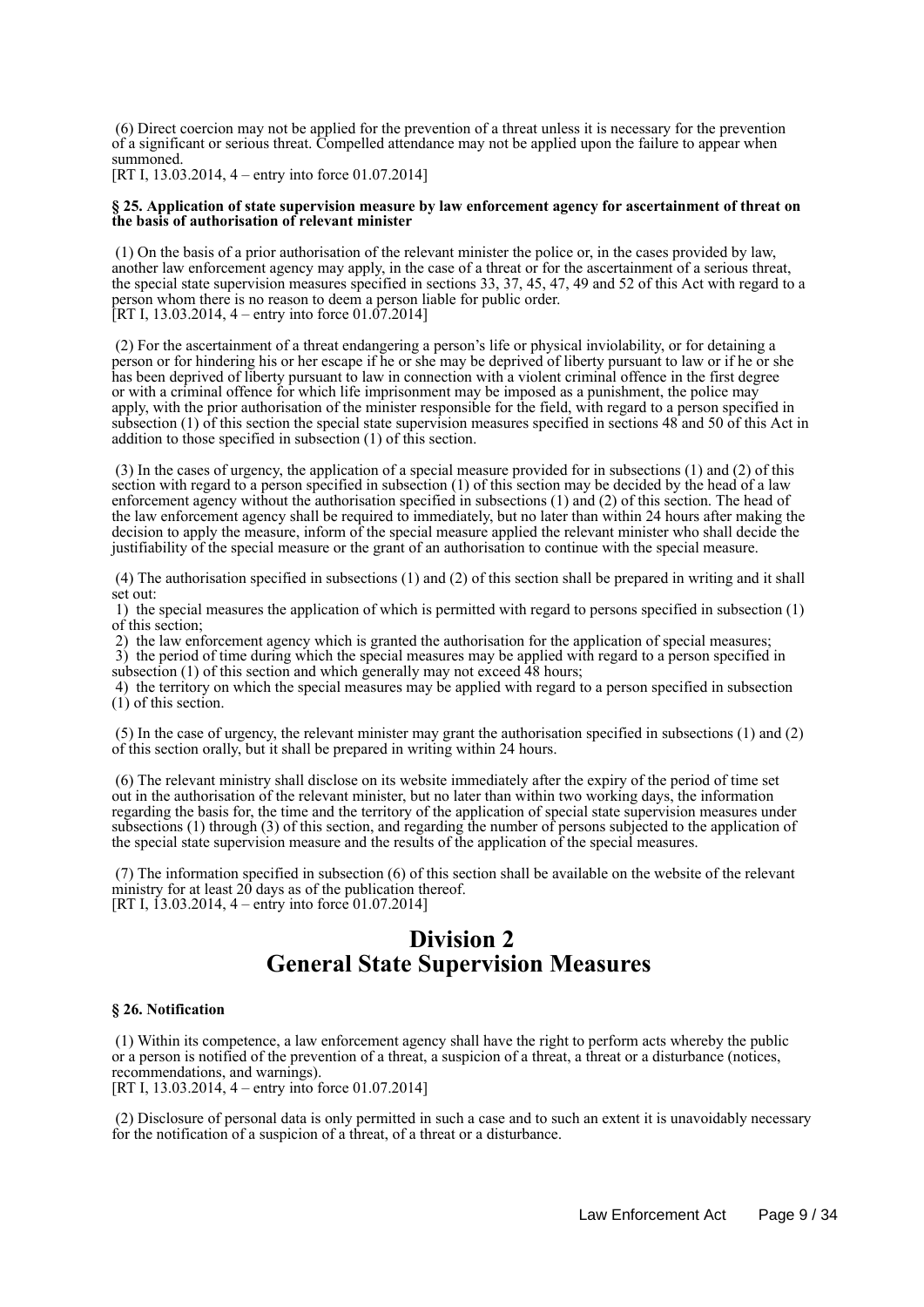(6) Direct coercion may not be applied for the prevention of a threat unless it is necessary for the prevention of a significant or serious threat. Compelled attendance may not be applied upon the failure to appear when summoned.
[RT I, 13.03.2014, 4 – entry into force 01.07.2014]

**§ 25. Application of state supervision measure by law enforcement agency for ascertainment of threat on the basis of authorisation of relevant minister**

(1) On the basis of a prior authorisation of the relevant minister the police or, in the cases provided by law, another law enforcement agency may apply, in the case of a threat or for the ascertainment of a serious threat, the special state supervision measures specified in sections 33, 37, 45, 47, 49 and 52 of this Act with regard to a person whom there is no reason to deem a person liable for public order.
[RT I, 13.03.2014, 4 – entry into force 01.07.2014]

(2) For the ascertainment of a threat endangering a person's life or physical inviolability, or for detaining a person or for hindering his or her escape if he or she may be deprived of liberty pursuant to law or if he or she has been deprived of liberty pursuant to law in connection with a violent criminal offence in the first degree or with a criminal offence for which life imprisonment may be imposed as a punishment, the police may apply, with the prior authorisation of the minister responsible for the field, with regard to a person specified in subsection (1) of this section the special state supervision measures specified in sections 48 and 50 of this Act in addition to those specified in subsection (1) of this section.

(3) In the cases of urgency, the application of a special measure provided for in subsections (1) and (2) of this section with regard to a person specified in subsection (1) of this section may be decided by the head of a law enforcement agency without the authorisation specified in subsections (1) and (2) of this section. The head of the law enforcement agency shall be required to immediately, but no later than within 24 hours after making the decision to apply the measure, inform of the special measure applied the relevant minister who shall decide the justifiability of the special measure or the grant of an authorisation to continue with the special measure.

(4) The authorisation specified in subsections (1) and (2) of this section shall be prepared in writing and it shall set out:
1) the special measures the application of which is permitted with regard to persons specified in subsection (1) of this section;
2) the law enforcement agency which is granted the authorisation for the application of special measures;
3) the period of time during which the special measures may be applied with regard to a person specified in subsection (1) of this section and which generally may not exceed 48 hours;
4) the territory on which the special measures may be applied with regard to a person specified in subsection (1) of this section.

(5) In the case of urgency, the relevant minister may grant the authorisation specified in subsections (1) and (2) of this section orally, but it shall be prepared in writing within 24 hours.

(6) The relevant ministry shall disclose on its website immediately after the expiry of the period of time set out in the authorisation of the relevant minister, but no later than within two working days, the information regarding the basis for, the time and the territory of the application of special state supervision measures under subsections (1) through (3) of this section, and regarding the number of persons subjected to the application of the special state supervision measure and the results of the application of the special measures.

(7) The information specified in subsection (6) of this section shall be available on the website of the relevant ministry for at least 20 days as of the publication thereof.
[RT I, 13.03.2014, 4 – entry into force 01.07.2014]

## Division 2
## General State Supervision Measures

**§ 26. Notification**

(1) Within its competence, a law enforcement agency shall have the right to perform acts whereby the public or a person is notified of the prevention of a threat, a suspicion of a threat, a threat or a disturbance (notices, recommendations, and warnings).
[RT I, 13.03.2014, 4 – entry into force 01.07.2014]

(2) Disclosure of personal data is only permitted in such a case and to such an extent it is unavoidably necessary for the notification of a suspicion of a threat, of a threat or a disturbance.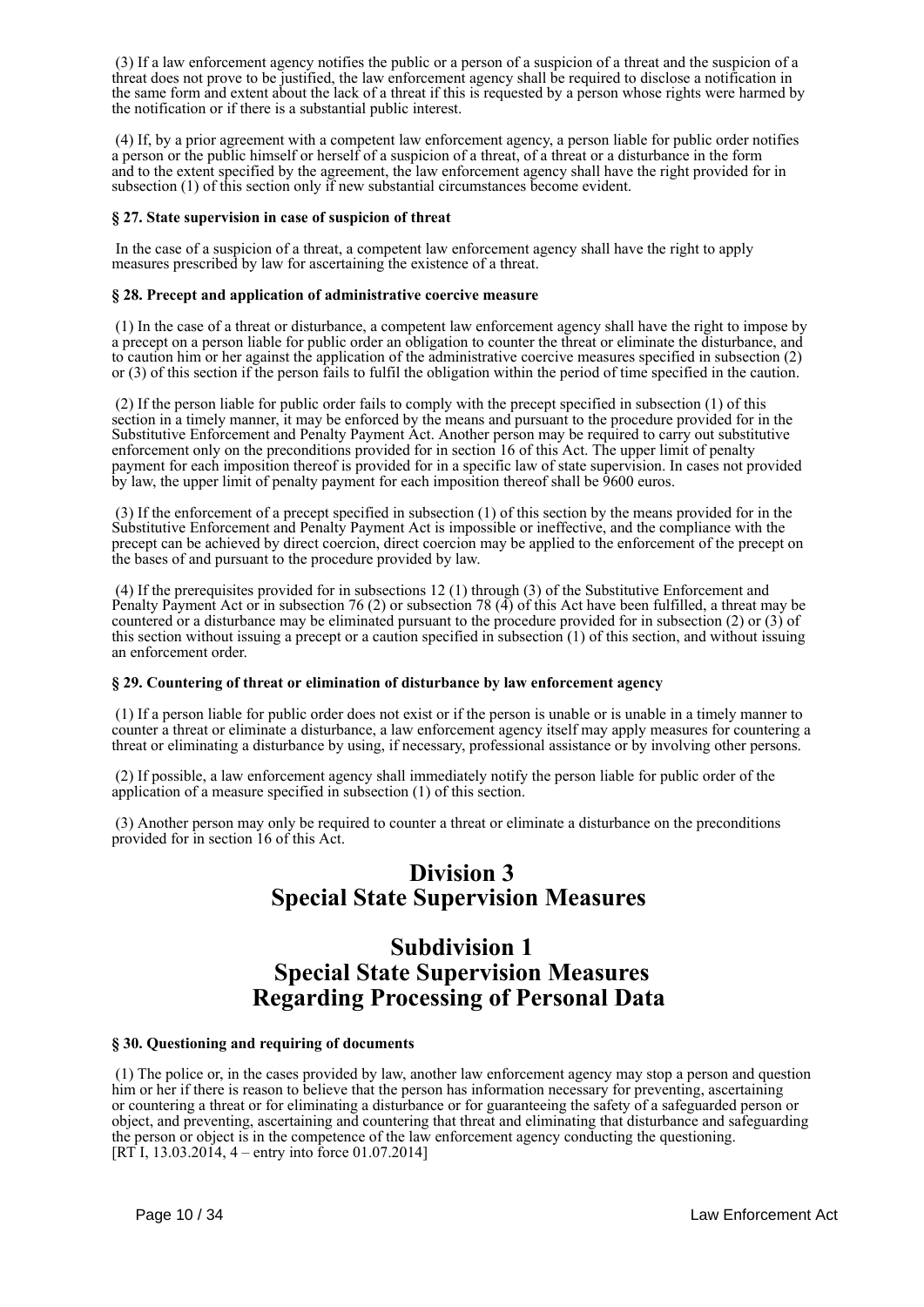(3) If a law enforcement agency notifies the public or a person of a suspicion of a threat and the suspicion of a threat does not prove to be justified, the law enforcement agency shall be required to disclose a notification in the same form and extent about the lack of a threat if this is requested by a person whose rights were harmed by the notification or if there is a substantial public interest.

(4) If, by a prior agreement with a competent law enforcement agency, a person liable for public order notifies a person or the public himself or herself of a suspicion of a threat, of a threat or a disturbance in the form and to the extent specified by the agreement, the law enforcement agency shall have the right provided for in subsection (1) of this section only if new substantial circumstances become evident.

**§ 27. State supervision in case of suspicion of threat**

In the case of a suspicion of a threat, a competent law enforcement agency shall have the right to apply measures prescribed by law for ascertaining the existence of a threat.

**§ 28. Precept and application of administrative coercive measure**

(1) In the case of a threat or disturbance, a competent law enforcement agency shall have the right to impose by a precept on a person liable for public order an obligation to counter the threat or eliminate the disturbance, and to caution him or her against the application of the administrative coercive measures specified in subsection (2) or (3) of this section if the person fails to fulfil the obligation within the period of time specified in the caution.

(2) If the person liable for public order fails to comply with the precept specified in subsection (1) of this section in a timely manner, it may be enforced by the means and pursuant to the procedure provided for in the Substitutive Enforcement and Penalty Payment Act. Another person may be required to carry out substitutive enforcement only on the preconditions provided for in section 16 of this Act. The upper limit of penalty payment for each imposition thereof is provided for in a specific law of state supervision. In cases not provided by law, the upper limit of penalty payment for each imposition thereof shall be 9600 euros.

(3) If the enforcement of a precept specified in subsection (1) of this section by the means provided for in the Substitutive Enforcement and Penalty Payment Act is impossible or ineffective, and the compliance with the precept can be achieved by direct coercion, direct coercion may be applied to the enforcement of the precept on the bases of and pursuant to the procedure provided by law.

(4) If the prerequisites provided for in subsections 12 (1) through (3) of the Substitutive Enforcement and Penalty Payment Act or in subsection 76 (2) or subsection 78 (4) of this Act have been fulfilled, a threat may be countered or a disturbance may be eliminated pursuant to the procedure provided for in subsection (2) or (3) of this section without issuing a precept or a caution specified in subsection (1) of this section, and without issuing an enforcement order.

**§ 29. Countering of threat or elimination of disturbance by law enforcement agency**

(1) If a person liable for public order does not exist or if the person is unable or is unable in a timely manner to counter a threat or eliminate a disturbance, a law enforcement agency itself may apply measures for countering a threat or eliminating a disturbance by using, if necessary, professional assistance or by involving other persons.

(2) If possible, a law enforcement agency shall immediately notify the person liable for public order of the application of a measure specified in subsection (1) of this section.

(3) Another person may only be required to counter a threat or eliminate a disturbance on the preconditions provided for in section 16 of this Act.

# Division 3
# Special State Supervision Measures

## Subdivision 1
## Special State Supervision Measures Regarding Processing of Personal Data

**§ 30. Questioning and requiring of documents**

(1) The police or, in the cases provided by law, another law enforcement agency may stop a person and question him or her if there is reason to believe that the person has information necessary for preventing, ascertaining or countering a threat or for eliminating a disturbance or for guaranteeing the safety of a safeguarded person or object, and preventing, ascertaining and countering that threat and eliminating that disturbance and safeguarding the person or object is in the competence of the law enforcement agency conducting the questioning.
[RT I, 13.03.2014, 4 – entry into force 01.07.2014]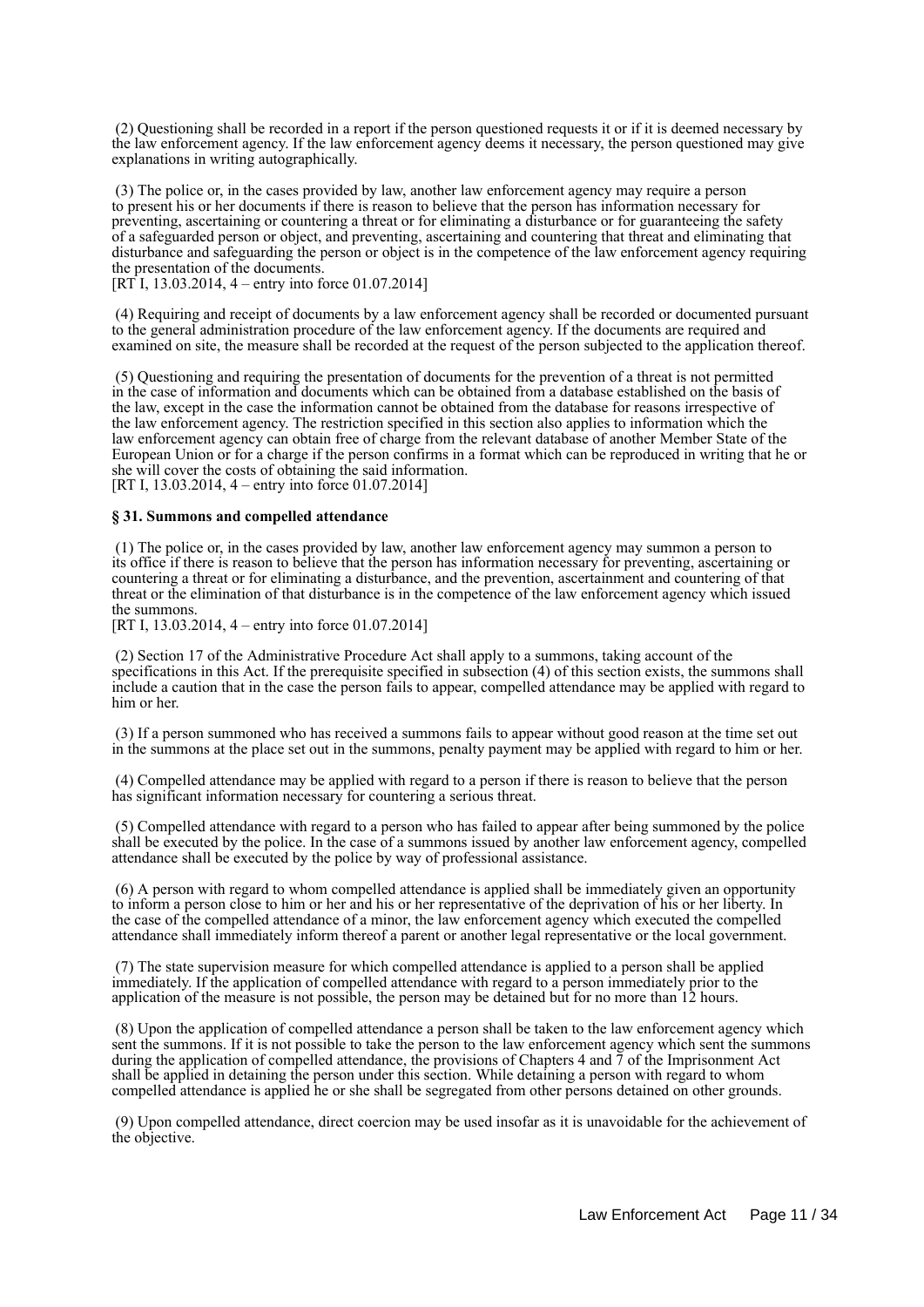(2) Questioning shall be recorded in a report if the person questioned requests it or if it is deemed necessary by the law enforcement agency. If the law enforcement agency deems it necessary, the person questioned may give explanations in writing autographically.

(3) The police or, in the cases provided by law, another law enforcement agency may require a person to present his or her documents if there is reason to believe that the person has information necessary for preventing, ascertaining or countering a threat or for eliminating a disturbance or for guaranteeing the safety of a safeguarded person or object, and preventing, ascertaining and countering that threat and eliminating that disturbance and safeguarding the person or object is in the competence of the law enforcement agency requiring the presentation of the documents.
[RT I, 13.03.2014, 4 – entry into force 01.07.2014]

(4) Requiring and receipt of documents by a law enforcement agency shall be recorded or documented pursuant to the general administration procedure of the law enforcement agency. If the documents are required and examined on site, the measure shall be recorded at the request of the person subjected to the application thereof.

(5) Questioning and requiring the presentation of documents for the prevention of a threat is not permitted in the case of information and documents which can be obtained from a database established on the basis of the law, except in the case the information cannot be obtained from the database for reasons irrespective of the law enforcement agency. The restriction specified in this section also applies to information which the law enforcement agency can obtain free of charge from the relevant database of another Member State of the European Union or for a charge if the person confirms in a format which can be reproduced in writing that he or she will cover the costs of obtaining the said information.
[RT I, 13.03.2014, 4 – entry into force 01.07.2014]

**§ 31. Summons and compelled attendance**

(1) The police or, in the cases provided by law, another law enforcement agency may summon a person to its office if there is reason to believe that the person has information necessary for preventing, ascertaining or countering a threat or for eliminating a disturbance, and the prevention, ascertainment and countering of that threat or the elimination of that disturbance is in the competence of the law enforcement agency which issued the summons.
[RT I, 13.03.2014, 4 – entry into force 01.07.2014]

(2) Section 17 of the Administrative Procedure Act shall apply to a summons, taking account of the specifications in this Act. If the prerequisite specified in subsection (4) of this section exists, the summons shall include a caution that in the case the person fails to appear, compelled attendance may be applied with regard to him or her.

(3) If a person summoned who has received a summons fails to appear without good reason at the time set out in the summons at the place set out in the summons, penalty payment may be applied with regard to him or her.

(4) Compelled attendance may be applied with regard to a person if there is reason to believe that the person has significant information necessary for countering a serious threat.

(5) Compelled attendance with regard to a person who has failed to appear after being summoned by the police shall be executed by the police. In the case of a summons issued by another law enforcement agency, compelled attendance shall be executed by the police by way of professional assistance.

(6) A person with regard to whom compelled attendance is applied shall be immediately given an opportunity to inform a person close to him or her and his or her representative of the deprivation of his or her liberty. In the case of the compelled attendance of a minor, the law enforcement agency which executed the compelled attendance shall immediately inform thereof a parent or another legal representative or the local government.

(7) The state supervision measure for which compelled attendance is applied to a person shall be applied immediately. If the application of compelled attendance with regard to a person immediately prior to the application of the measure is not possible, the person may be detained but for no more than 12 hours.

(8) Upon the application of compelled attendance a person shall be taken to the law enforcement agency which sent the summons. If it is not possible to take the person to the law enforcement agency which sent the summons during the application of compelled attendance, the provisions of Chapters 4 and 7 of the Imprisonment Act shall be applied in detaining the person under this section. While detaining a person with regard to whom compelled attendance is applied he or she shall be segregated from other persons detained on other grounds.

(9) Upon compelled attendance, direct coercion may be used insofar as it is unavoidable for the achievement of the objective.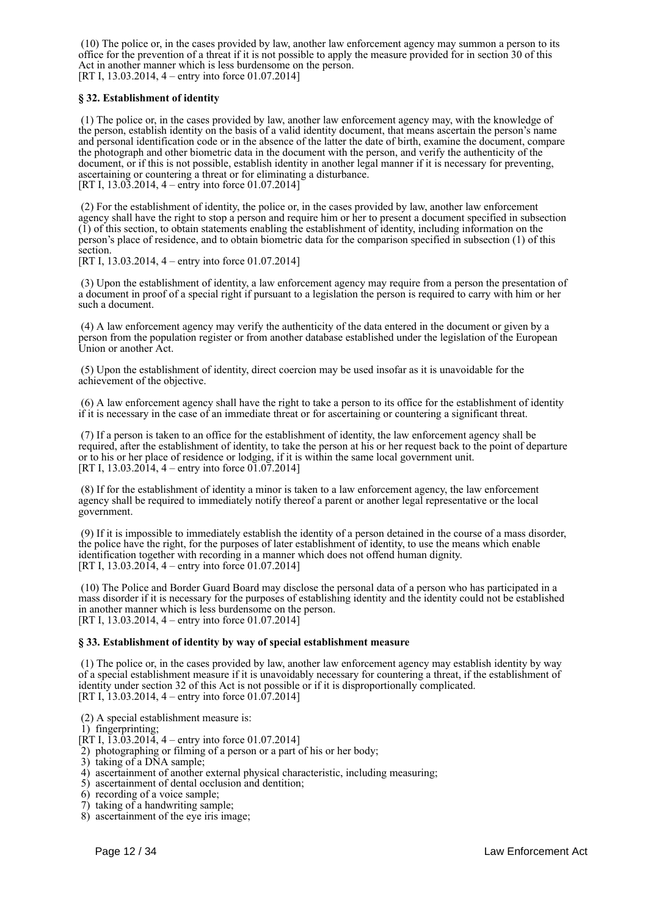(10) The police or, in the cases provided by law, another law enforcement agency may summon a person to its office for the prevention of a threat if it is not possible to apply the measure provided for in section 30 of this Act in another manner which is less burdensome on the person.
[RT I, 13.03.2014, 4 – entry into force 01.07.2014]

**§ 32. Establishment of identity**

(1) The police or, in the cases provided by law, another law enforcement agency may, with the knowledge of the person, establish identity on the basis of a valid identity document, that means ascertain the person's name and personal identification code or in the absence of the latter the date of birth, examine the document, compare the photograph and other biometric data in the document with the person, and verify the authenticity of the document, or if this is not possible, establish identity in another legal manner if it is necessary for preventing, ascertaining or countering a threat or for eliminating a disturbance.
[RT I, 13.03.2014, 4 – entry into force 01.07.2014]

(2) For the establishment of identity, the police or, in the cases provided by law, another law enforcement agency shall have the right to stop a person and require him or her to present a document specified in subsection (1) of this section, to obtain statements enabling the establishment of identity, including information on the person's place of residence, and to obtain biometric data for the comparison specified in subsection (1) of this section.
[RT I, 13.03.2014, 4 – entry into force 01.07.2014]

(3) Upon the establishment of identity, a law enforcement agency may require from a person the presentation of a document in proof of a special right if pursuant to a legislation the person is required to carry with him or her such a document.

(4) A law enforcement agency may verify the authenticity of the data entered in the document or given by a person from the population register or from another database established under the legislation of the European Union or another Act.

(5) Upon the establishment of identity, direct coercion may be used insofar as it is unavoidable for the achievement of the objective.

(6) A law enforcement agency shall have the right to take a person to its office for the establishment of identity if it is necessary in the case of an immediate threat or for ascertaining or countering a significant threat.

(7) If a person is taken to an office for the establishment of identity, the law enforcement agency shall be required, after the establishment of identity, to take the person at his or her request back to the point of departure or to his or her place of residence or lodging, if it is within the same local government unit.
[RT I, 13.03.2014, 4 – entry into force 01.07.2014]

(8) If for the establishment of identity a minor is taken to a law enforcement agency, the law enforcement agency shall be required to immediately notify thereof a parent or another legal representative or the local government.

(9) If it is impossible to immediately establish the identity of a person detained in the course of a mass disorder, the police have the right, for the purposes of later establishment of identity, to use the means which enable identification together with recording in a manner which does not offend human dignity.
[RT I, 13.03.2014, 4 – entry into force 01.07.2014]

(10) The Police and Border Guard Board may disclose the personal data of a person who has participated in a mass disorder if it is necessary for the purposes of establishing identity and the identity could not be established in another manner which is less burdensome on the person.
[RT I, 13.03.2014, 4 – entry into force 01.07.2014]

**§ 33. Establishment of identity by way of special establishment measure**

(1) The police or, in the cases provided by law, another law enforcement agency may establish identity by way of a special establishment measure if it is unavoidably necessary for countering a threat, if the establishment of identity under section 32 of this Act is not possible or if it is disproportionally complicated.
[RT I, 13.03.2014, 4 – entry into force 01.07.2014]

(2) A special establishment measure is:
1) fingerprinting;
[RT I, 13.03.2014, 4 – entry into force 01.07.2014]
2) photographing or filming of a person or a part of his or her body;
3) taking of a DNA sample;
4) ascertainment of another external physical characteristic, including measuring;
5) ascertainment of dental occlusion and dentition;
6) recording of a voice sample;
7) taking of a handwriting sample;
8) ascertainment of the eye iris image;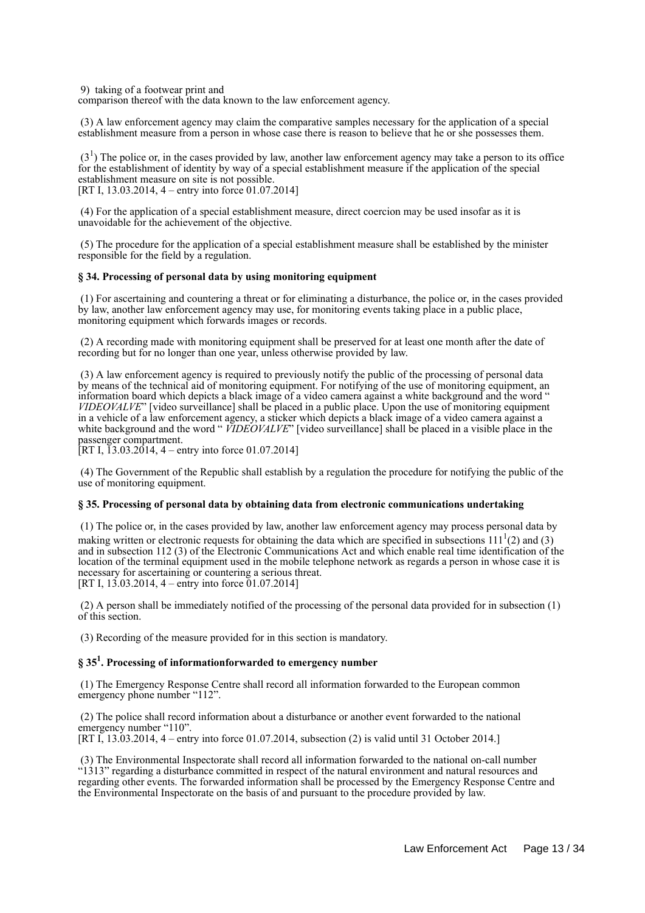9) taking of a footwear print and comparison thereof with the data known to the law enforcement agency.

(3) A law enforcement agency may claim the comparative samples necessary for the application of a special establishment measure from a person in whose case there is reason to believe that he or she possesses them.

(3[1]) The police or, in the cases provided by law, another law enforcement agency may take a person to its office for the establishment of identity by way of a special establishment measure if the application of the special establishment measure on site is not possible.
[RT I, 13.03.2014, 4 – entry into force 01.07.2014]

(4) For the application of a special establishment measure, direct coercion may be used insofar as it is unavoidable for the achievement of the objective.

(5) The procedure for the application of a special establishment measure shall be established by the minister responsible for the field by a regulation.

#### § 34. Processing of personal data by using monitoring equipment

(1) For ascertaining and countering a threat or for eliminating a disturbance, the police or, in the cases provided by law, another law enforcement agency may use, for monitoring events taking place in a public place, monitoring equipment which forwards images or records.

(2) A recording made with monitoring equipment shall be preserved for at least one month after the date of recording but for no longer than one year, unless otherwise provided by law.

(3) A law enforcement agency is required to previously notify the public of the processing of personal data by means of the technical aid of monitoring equipment. For notifying of the use of monitoring equipment, an information board which depicts a black image of a video camera against a white background and the word "*VIDEOVALVE*" [video surveillance] shall be placed in a public place. Upon the use of monitoring equipment in a vehicle of a law enforcement agency, a sticker which depicts a black image of a video camera against a white background and the word " *VIDEOVALVE*" [video surveillance] shall be placed in a visible place in the passenger compartment.
[RT I, 13.03.2014, 4 – entry into force 01.07.2014]

(4) The Government of the Republic shall establish by a regulation the procedure for notifying the public of the use of monitoring equipment.

#### § 35. Processing of personal data by obtaining data from electronic communications undertaking

(1) The police or, in the cases provided by law, another law enforcement agency may process personal data by making written or electronic requests for obtaining the data which are specified in subsections 111[1](2) and (3) and in subsection 112 (3) of the Electronic Communications Act and which enable real time identification of the location of the terminal equipment used in the mobile telephone network as regards a person in whose case it is necessary for ascertaining or countering a serious threat.
[RT I, 13.03.2014, 4 – entry into force 01.07.2014]

(2) A person shall be immediately notified of the processing of the personal data provided for in subsection (1) of this section.

(3) Recording of the measure provided for in this section is mandatory.

#### § 35[1]. Processing of informationforwarded to emergency number

(1) The Emergency Response Centre shall record all information forwarded to the European common emergency phone number "112".

(2) The police shall record information about a disturbance or another event forwarded to the national emergency number "110".
[RT I, 13.03.2014, 4 – entry into force 01.07.2014, subsection (2) is valid until 31 October 2014.]

(3) The Environmental Inspectorate shall record all information forwarded to the national on-call number "1313" regarding a disturbance committed in respect of the natural environment and natural resources and regarding other events. The forwarded information shall be processed by the Emergency Response Centre and the Environmental Inspectorate on the basis of and pursuant to the procedure provided by law.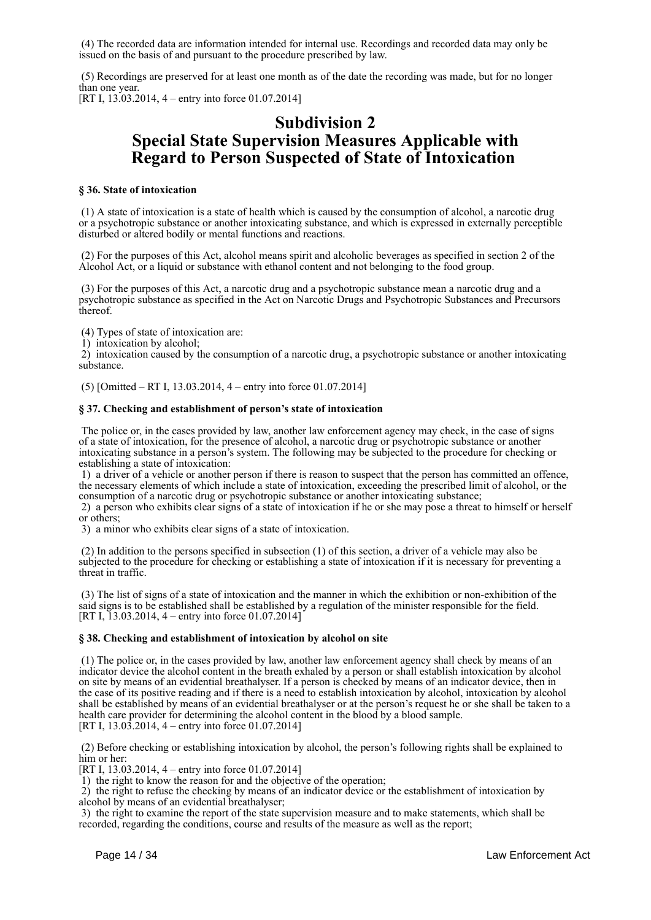(4) The recorded data are information intended for internal use. Recordings and recorded data may only be issued on the basis of and pursuant to the procedure prescribed by law.

(5) Recordings are preserved for at least one month as of the date the recording was made, but for no longer than one year.
[RT I, 13.03.2014, 4 – entry into force 01.07.2014]

# Subdivision 2
# Special State Supervision Measures Applicable with Regard to Person Suspected of State of Intoxication

**§ 36. State of intoxication**

(1) A state of intoxication is a state of health which is caused by the consumption of alcohol, a narcotic drug or a psychotropic substance or another intoxicating substance, and which is expressed in externally perceptible disturbed or altered bodily or mental functions and reactions.

(2) For the purposes of this Act, alcohol means spirit and alcoholic beverages as specified in section 2 of the Alcohol Act, or a liquid or substance with ethanol content and not belonging to the food group.

(3) For the purposes of this Act, a narcotic drug and a psychotropic substance mean a narcotic drug and a psychotropic substance as specified in the Act on Narcotic Drugs and Psychotropic Substances and Precursors thereof.

(4) Types of state of intoxication are:
1) intoxication by alcohol;
2) intoxication caused by the consumption of a narcotic drug, a psychotropic substance or another intoxicating substance.

(5) [Omitted – RT I, 13.03.2014, 4 – entry into force 01.07.2014]

**§ 37. Checking and establishment of person's state of intoxication**

The police or, in the cases provided by law, another law enforcement agency may check, in the case of signs of a state of intoxication, for the presence of alcohol, a narcotic drug or psychotropic substance or another intoxicating substance in a person's system. The following may be subjected to the procedure for checking or establishing a state of intoxication:
1) a driver of a vehicle or another person if there is reason to suspect that the person has committed an offence, the necessary elements of which include a state of intoxication, exceeding the prescribed limit of alcohol, or the consumption of a narcotic drug or psychotropic substance or another intoxicating substance;
2) a person who exhibits clear signs of a state of intoxication if he or she may pose a threat to himself or herself or others;
3) a minor who exhibits clear signs of a state of intoxication.

(2) In addition to the persons specified in subsection (1) of this section, a driver of a vehicle may also be subjected to the procedure for checking or establishing a state of intoxication if it is necessary for preventing a threat in traffic.

(3) The list of signs of a state of intoxication and the manner in which the exhibition or non-exhibition of the said signs is to be established shall be established by a regulation of the minister responsible for the field.
[RT I, 13.03.2014, 4 – entry into force 01.07.2014]

**§ 38. Checking and establishment of intoxication by alcohol on site**

(1) The police or, in the cases provided by law, another law enforcement agency shall check by means of an indicator device the alcohol content in the breath exhaled by a person or shall establish intoxication by alcohol on site by means of an evidential breathalyser. If a person is checked by means of an indicator device, then in the case of its positive reading and if there is a need to establish intoxication by alcohol, intoxication by alcohol shall be established by means of an evidential breathalyser or at the person's request he or she shall be taken to a health care provider for determining the alcohol content in the blood by a blood sample.
[RT I, 13.03.2014, 4 – entry into force 01.07.2014]

(2) Before checking or establishing intoxication by alcohol, the person's following rights shall be explained to him or her:
[RT I, 13.03.2014, 4 – entry into force 01.07.2014]
1) the right to know the reason for and the objective of the operation;
2) the right to refuse the checking by means of an indicator device or the establishment of intoxication by alcohol by means of an evidential breathalyser;
3) the right to examine the report of the state supervision measure and to make statements, which shall be recorded, regarding the conditions, course and results of the measure as well as the report;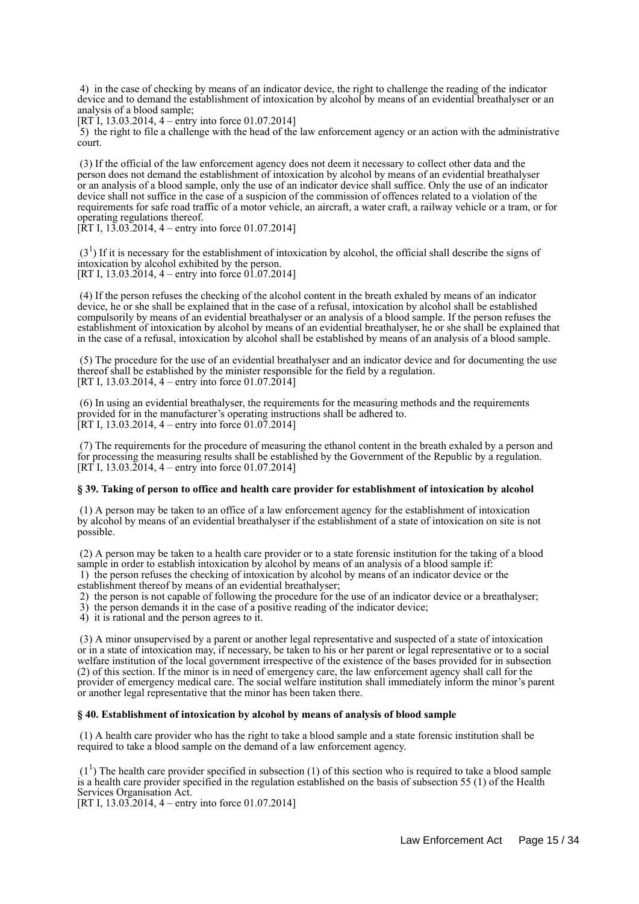4) in the case of checking by means of an indicator device, the right to challenge the reading of the indicator device and to demand the establishment of intoxication by alcohol by means of an evidential breathalyser or an analysis of a blood sample;
[RT I, 13.03.2014, 4 – entry into force 01.07.2014]

5) the right to file a challenge with the head of the law enforcement agency or an action with the administrative court.

(3) If the official of the law enforcement agency does not deem it necessary to collect other data and the person does not demand the establishment of intoxication by alcohol by means of an evidential breathalyser or an analysis of a blood sample, only the use of an indicator device shall suffice. Only the use of an indicator device shall not suffice in the case of a suspicion of the commission of offences related to a violation of the requirements for safe road traffic of a motor vehicle, an aircraft, a water craft, a railway vehicle or a tram, or for operating regulations thereof.
[RT I, 13.03.2014, 4 – entry into force 01.07.2014]

(3[1]) If it is necessary for the establishment of intoxication by alcohol, the official shall describe the signs of intoxication by alcohol exhibited by the person.
[RT I, 13.03.2014, 4 – entry into force 01.07.2014]

(4) If the person refuses the checking of the alcohol content in the breath exhaled by means of an indicator device, he or she shall be explained that in the case of a refusal, intoxication by alcohol shall be established compulsorily by means of an evidential breathalyser or an analysis of a blood sample. If the person refuses the establishment of intoxication by alcohol by means of an evidential breathalyser, he or she shall be explained that in the case of a refusal, intoxication by alcohol shall be established by means of an analysis of a blood sample.

(5) The procedure for the use of an evidential breathalyser and an indicator device and for documenting the use thereof shall be established by the minister responsible for the field by a regulation.
[RT I, 13.03.2014, 4 – entry into force 01.07.2014]

(6) In using an evidential breathalyser, the requirements for the measuring methods and the requirements provided for in the manufacturer's operating instructions shall be adhered to.
[RT I, 13.03.2014, 4 – entry into force 01.07.2014]

(7) The requirements for the procedure of measuring the ethanol content in the breath exhaled by a person and for processing the measuring results shall be established by the Government of the Republic by a regulation.
[RT I, 13.03.2014, 4 – entry into force 01.07.2014]

**§ 39. Taking of person to office and health care provider for establishment of intoxication by alcohol**

(1) A person may be taken to an office of a law enforcement agency for the establishment of intoxication by alcohol by means of an evidential breathalyser if the establishment of a state of intoxication on site is not possible.

(2) A person may be taken to a health care provider or to a state forensic institution for the taking of a blood sample in order to establish intoxication by alcohol by means of an analysis of a blood sample if:
1) the person refuses the checking of intoxication by alcohol by means of an indicator device or the establishment thereof by means of an evidential breathalyser;
2) the person is not capable of following the procedure for the use of an indicator device or a breathalyser;
3) the person demands it in the case of a positive reading of the indicator device;
4) it is rational and the person agrees to it.

(3) A minor unsupervised by a parent or another legal representative and suspected of a state of intoxication or in a state of intoxication may, if necessary, be taken to his or her parent or legal representative or to a social welfare institution of the local government irrespective of the existence of the bases provided for in subsection (2) of this section. If the minor is in need of emergency care, the law enforcement agency shall call for the provider of emergency medical care. The social welfare institution shall immediately inform the minor's parent or another legal representative that the minor has been taken there.

**§ 40. Establishment of intoxication by alcohol by means of analysis of blood sample**

(1) A health care provider who has the right to take a blood sample and a state forensic institution shall be required to take a blood sample on the demand of a law enforcement agency.

(1[1]) The health care provider specified in subsection (1) of this section who is required to take a blood sample is a health care provider specified in the regulation established on the basis of subsection 55 (1) of the Health Services Organisation Act.
[RT I, 13.03.2014, 4 – entry into force 01.07.2014]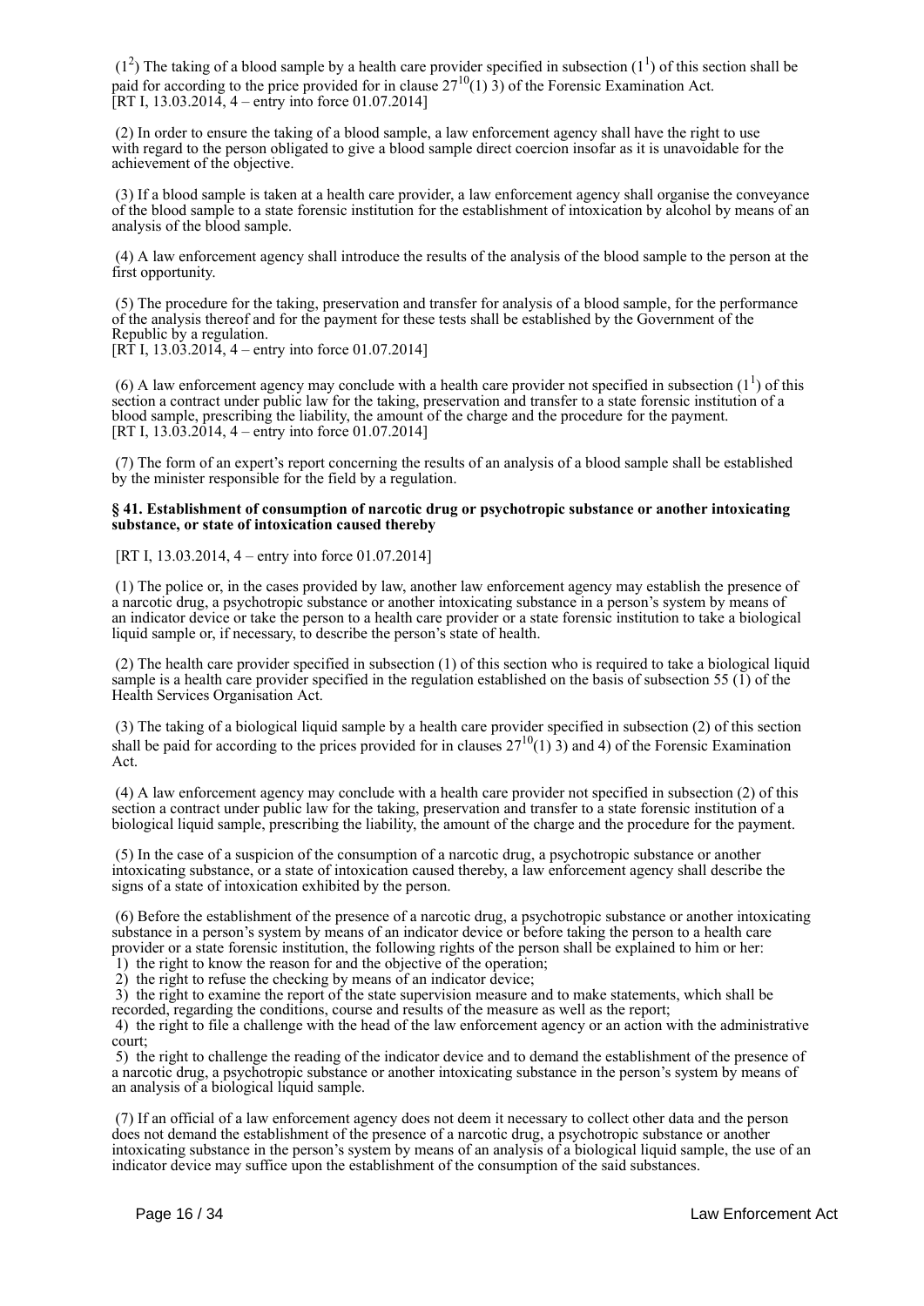($1^2$) The taking of a blood sample by a health care provider specified in subsection ($1^1$) of this section shall be paid for according to the price provided for in clause $27^{10}$(1) 3) of the Forensic Examination Act.
[RT I, 13.03.2014, 4 – entry into force 01.07.2014]

(2) In order to ensure the taking of a blood sample, a law enforcement agency shall have the right to use with regard to the person obligated to give a blood sample direct coercion insofar as it is unavoidable for the achievement of the objective.

(3) If a blood sample is taken at a health care provider, a law enforcement agency shall organise the conveyance of the blood sample to a state forensic institution for the establishment of intoxication by alcohol by means of an analysis of the blood sample.

(4) A law enforcement agency shall introduce the results of the analysis of the blood sample to the person at the first opportunity.

(5) The procedure for the taking, preservation and transfer for analysis of a blood sample, for the performance of the analysis thereof and for the payment for these tests shall be established by the Government of the Republic by a regulation.
[RT I, 13.03.2014, 4 – entry into force 01.07.2014]

(6) A law enforcement agency may conclude with a health care provider not specified in subsection ($1^1$) of this section a contract under public law for the taking, preservation and transfer to a state forensic institution of a blood sample, prescribing the liability, the amount of the charge and the procedure for the payment.
[RT I, 13.03.2014, 4 – entry into force 01.07.2014]

(7) The form of an expert's report concerning the results of an analysis of a blood sample shall be established by the minister responsible for the field by a regulation.

**§ 41. Establishment of consumption of narcotic drug or psychotropic substance or another intoxicating substance, or state of intoxication caused thereby**

[RT I, 13.03.2014, 4 – entry into force 01.07.2014]

(1) The police or, in the cases provided by law, another law enforcement agency may establish the presence of a narcotic drug, a psychotropic substance or another intoxicating substance in a person's system by means of an indicator device or take the person to a health care provider or a state forensic institution to take a biological liquid sample or, if necessary, to describe the person's state of health.

(2) The health care provider specified in subsection (1) of this section who is required to take a biological liquid sample is a health care provider specified in the regulation established on the basis of subsection 55 (1) of the Health Services Organisation Act.

(3) The taking of a biological liquid sample by a health care provider specified in subsection (2) of this section shall be paid for according to the prices provided for in clauses $27^{10}$(1) 3) and 4) of the Forensic Examination Act.

(4) A law enforcement agency may conclude with a health care provider not specified in subsection (2) of this section a contract under public law for the taking, preservation and transfer to a state forensic institution of a biological liquid sample, prescribing the liability, the amount of the charge and the procedure for the payment.

(5) In the case of a suspicion of the consumption of a narcotic drug, a psychotropic substance or another intoxicating substance, or a state of intoxication caused thereby, a law enforcement agency shall describe the signs of a state of intoxication exhibited by the person.

(6) Before the establishment of the presence of a narcotic drug, a psychotropic substance or another intoxicating substance in a person's system by means of an indicator device or before taking the person to a health care provider or a state forensic institution, the following rights of the person shall be explained to him or her:
1) the right to know the reason for and the objective of the operation;
2) the right to refuse the checking by means of an indicator device;
3) the right to examine the report of the state supervision measure and to make statements, which shall be recorded, regarding the conditions, course and results of the measure as well as the report;
4) the right to file a challenge with the head of the law enforcement agency or an action with the administrative court;
5) the right to challenge the reading of the indicator device and to demand the establishment of the presence of a narcotic drug, a psychotropic substance or another intoxicating substance in the person's system by means of an analysis of a biological liquid sample.

(7) If an official of a law enforcement agency does not deem it necessary to collect other data and the person does not demand the establishment of the presence of a narcotic drug, a psychotropic substance or another intoxicating substance in the person's system by means of an analysis of a biological liquid sample, the use of an indicator device may suffice upon the establishment of the consumption of the said substances.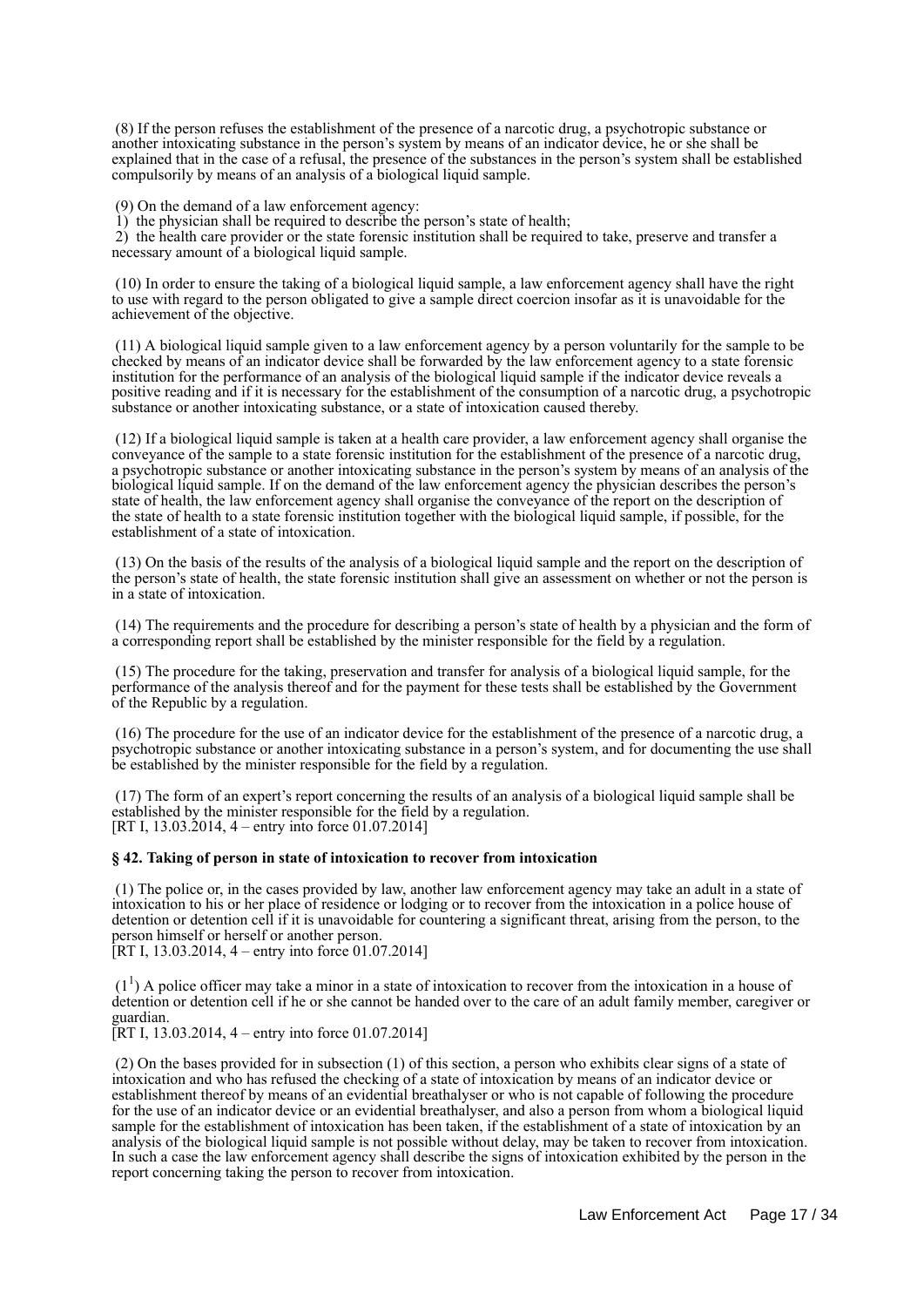(8) If the person refuses the establishment of the presence of a narcotic drug, a psychotropic substance or another intoxicating substance in the person's system by means of an indicator device, he or she shall be explained that in the case of a refusal, the presence of the substances in the person's system shall be established compulsorily by means of an analysis of a biological liquid sample.

(9) On the demand of a law enforcement agency:
1) the physician shall be required to describe the person's state of health;
2) the health care provider or the state forensic institution shall be required to take, preserve and transfer a necessary amount of a biological liquid sample.

(10) In order to ensure the taking of a biological liquid sample, a law enforcement agency shall have the right to use with regard to the person obligated to give a sample direct coercion insofar as it is unavoidable for the achievement of the objective.

(11) A biological liquid sample given to a law enforcement agency by a person voluntarily for the sample to be checked by means of an indicator device shall be forwarded by the law enforcement agency to a state forensic institution for the performance of an analysis of the biological liquid sample if the indicator device reveals a positive reading and if it is necessary for the establishment of the consumption of a narcotic drug, a psychotropic substance or another intoxicating substance, or a state of intoxication caused thereby.

(12) If a biological liquid sample is taken at a health care provider, a law enforcement agency shall organise the conveyance of the sample to a state forensic institution for the establishment of the presence of a narcotic drug, a psychotropic substance or another intoxicating substance in the person's system by means of an analysis of the biological liquid sample. If on the demand of the law enforcement agency the physician describes the person's state of health, the law enforcement agency shall organise the conveyance of the report on the description of the state of health to a state forensic institution together with the biological liquid sample, if possible, for the establishment of a state of intoxication.

(13) On the basis of the results of the analysis of a biological liquid sample and the report on the description of the person's state of health, the state forensic institution shall give an assessment on whether or not the person is in a state of intoxication.

(14) The requirements and the procedure for describing a person's state of health by a physician and the form of a corresponding report shall be established by the minister responsible for the field by a regulation.

(15) The procedure for the taking, preservation and transfer for analysis of a biological liquid sample, for the performance of the analysis thereof and for the payment for these tests shall be established by the Government of the Republic by a regulation.

(16) The procedure for the use of an indicator device for the establishment of the presence of a narcotic drug, a psychotropic substance or another intoxicating substance in a person's system, and for documenting the use shall be established by the minister responsible for the field by a regulation.

(17) The form of an expert's report concerning the results of an analysis of a biological liquid sample shall be established by the minister responsible for the field by a regulation.
[RT I, 13.03.2014, 4 – entry into force 01.07.2014]

**§ 42. Taking of person in state of intoxication to recover from intoxication**

(1) The police or, in the cases provided by law, another law enforcement agency may take an adult in a state of intoxication to his or her place of residence or lodging or to recover from the intoxication in a police house of detention or detention cell if it is unavoidable for countering a significant threat, arising from the person, to the person himself or herself or another person.
[RT I, 13.03.2014, 4 – entry into force 01.07.2014]

($1^1$) A police officer may take a minor in a state of intoxication to recover from the intoxication in a house of detention or detention cell if he or she cannot be handed over to the care of an adult family member, caregiver or guardian.
[RT I, 13.03.2014, 4 – entry into force 01.07.2014]

(2) On the bases provided for in subsection (1) of this section, a person who exhibits clear signs of a state of intoxication and who has refused the checking of a state of intoxication by means of an indicator device or establishment thereof by means of an evidential breathalyser or who is not capable of following the procedure for the use of an indicator device or an evidential breathalyser, and also a person from whom a biological liquid sample for the establishment of intoxication has been taken, if the establishment of a state of intoxication by an analysis of the biological liquid sample is not possible without delay, may be taken to recover from intoxication. In such a case the law enforcement agency shall describe the signs of intoxication exhibited by the person in the report concerning taking the person to recover from intoxication.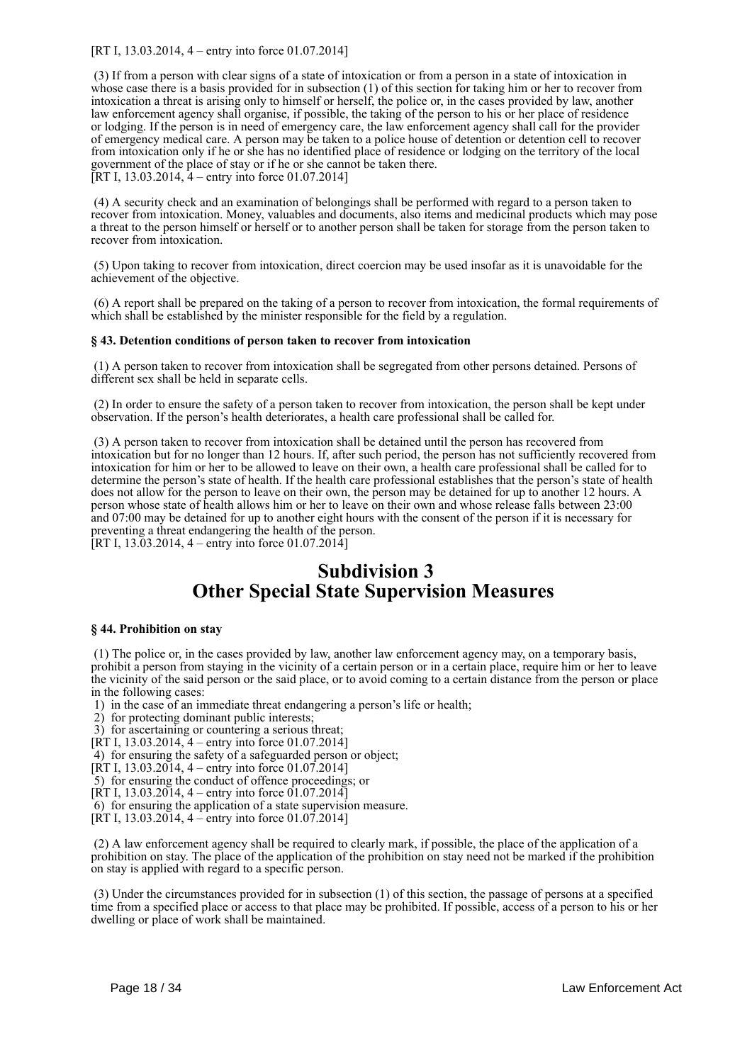[RT I, 13.03.2014, 4 – entry into force 01.07.2014]

(3) If from a person with clear signs of a state of intoxication or from a person in a state of intoxication in whose case there is a basis provided for in subsection (1) of this section for taking him or her to recover from intoxication a threat is arising only to himself or herself, the police or, in the cases provided by law, another law enforcement agency shall organise, if possible, the taking of the person to his or her place of residence or lodging. If the person is in need of emergency care, the law enforcement agency shall call for the provider of emergency medical care. A person may be taken to a police house of detention or detention cell to recover from intoxication only if he or she has no identified place of residence or lodging on the territory of the local government of the place of stay or if he or she cannot be taken there.
[RT I, 13.03.2014, 4 – entry into force 01.07.2014]

(4) A security check and an examination of belongings shall be performed with regard to a person taken to recover from intoxication. Money, valuables and documents, also items and medicinal products which may pose a threat to the person himself or herself or to another person shall be taken for storage from the person taken to recover from intoxication.

(5) Upon taking to recover from intoxication, direct coercion may be used insofar as it is unavoidable for the achievement of the objective.

(6) A report shall be prepared on the taking of a person to recover from intoxication, the formal requirements of which shall be established by the minister responsible for the field by a regulation.

**§ 43. Detention conditions of person taken to recover from intoxication**

(1) A person taken to recover from intoxication shall be segregated from other persons detained. Persons of different sex shall be held in separate cells.

(2) In order to ensure the safety of a person taken to recover from intoxication, the person shall be kept under observation. If the person's health deteriorates, a health care professional shall be called for.

(3) A person taken to recover from intoxication shall be detained until the person has recovered from intoxication but for no longer than 12 hours. If, after such period, the person has not sufficiently recovered from intoxication for him or her to be allowed to leave on their own, a health care professional shall be called for to determine the person's state of health. If the health care professional establishes that the person's state of health does not allow for the person to leave on their own, the person may be detained for up to another 12 hours. A person whose state of health allows him or her to leave on their own and whose release falls between 23:00 and 07:00 may be detained for up to another eight hours with the consent of the person if it is necessary for preventing a threat endangering the health of the person.
[RT I, 13.03.2014, 4 – entry into force 01.07.2014]

## Subdivision 3
## Other Special State Supervision Measures

**§ 44. Prohibition on stay**

(1) The police or, in the cases provided by law, another law enforcement agency may, on a temporary basis, prohibit a person from staying in the vicinity of a certain person or in a certain place, require him or her to leave the vicinity of the said person or the said place, or to avoid coming to a certain distance from the person or place in the following cases:
1) in the case of an immediate threat endangering a person's life or health;
2) for protecting dominant public interests;
3) for ascertaining or countering a serious threat;
[RT I, 13.03.2014, 4 – entry into force 01.07.2014]
4) for ensuring the safety of a safeguarded person or object;
[RT I, 13.03.2014, 4 – entry into force 01.07.2014]
5) for ensuring the conduct of offence proceedings; or
[RT I, 13.03.2014, 4 – entry into force 01.07.2014]
6) for ensuring the application of a state supervision measure.
[RT I, 13.03.2014, 4 – entry into force 01.07.2014]

(2) A law enforcement agency shall be required to clearly mark, if possible, the place of the application of a prohibition on stay. The place of the application of the prohibition on stay need not be marked if the prohibition on stay is applied with regard to a specific person.

(3) Under the circumstances provided for in subsection (1) of this section, the passage of persons at a specified time from a specified place or access to that place may be prohibited. If possible, access of a person to his or her dwelling or place of work shall be maintained.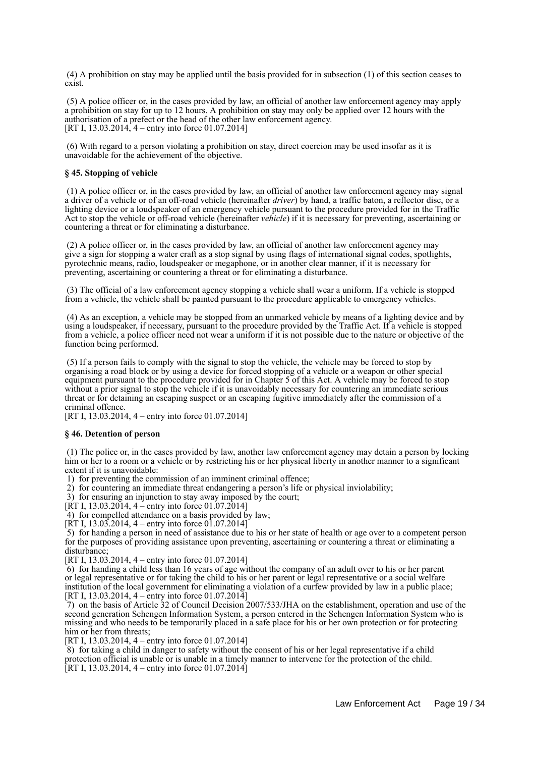(4) A prohibition on stay may be applied until the basis provided for in subsection (1) of this section ceases to exist.

(5) A police officer or, in the cases provided by law, an official of another law enforcement agency may apply a prohibition on stay for up to 12 hours. A prohibition on stay may only be applied over 12 hours with the authorisation of a prefect or the head of the other law enforcement agency.
[RT I, 13.03.2014, 4 – entry into force 01.07.2014]

(6) With regard to a person violating a prohibition on stay, direct coercion may be used insofar as it is unavoidable for the achievement of the objective.

### § 45. Stopping of vehicle

(1) A police officer or, in the cases provided by law, an official of another law enforcement agency may signal a driver of a vehicle or of an off-road vehicle (hereinafter *driver*) by hand, a traffic baton, a reflector disc, or a lighting device or a loudspeaker of an emergency vehicle pursuant to the procedure provided for in the Traffic Act to stop the vehicle or off-road vehicle (hereinafter *vehicle*) if it is necessary for preventing, ascertaining or countering a threat or for eliminating a disturbance.

(2) A police officer or, in the cases provided by law, an official of another law enforcement agency may give a sign for stopping a water craft as a stop signal by using flags of international signal codes, spotlights, pyrotechnic means, radio, loudspeaker or megaphone, or in another clear manner, if it is necessary for preventing, ascertaining or countering a threat or for eliminating a disturbance.

(3) The official of a law enforcement agency stopping a vehicle shall wear a uniform. If a vehicle is stopped from a vehicle, the vehicle shall be painted pursuant to the procedure applicable to emergency vehicles.

(4) As an exception, a vehicle may be stopped from an unmarked vehicle by means of a lighting device and by using a loudspeaker, if necessary, pursuant to the procedure provided by the Traffic Act. If a vehicle is stopped from a vehicle, a police officer need not wear a uniform if it is not possible due to the nature or objective of the function being performed.

(5) If a person fails to comply with the signal to stop the vehicle, the vehicle may be forced to stop by organising a road block or by using a device for forced stopping of a vehicle or a weapon or other special equipment pursuant to the procedure provided for in Chapter 5 of this Act. A vehicle may be forced to stop without a prior signal to stop the vehicle if it is unavoidably necessary for countering an immediate serious threat or for detaining an escaping suspect or an escaping fugitive immediately after the commission of a criminal offence.
[RT I, 13.03.2014, 4 – entry into force 01.07.2014]

### § 46. Detention of person

(1) The police or, in the cases provided by law, another law enforcement agency may detain a person by locking him or her to a room or a vehicle or by restricting his or her physical liberty in another manner to a significant extent if it is unavoidable:
1) for preventing the commission of an imminent criminal offence;
2) for countering an immediate threat endangering a person's life or physical inviolability;
3) for ensuring an injunction to stay away imposed by the court;
[RT I, 13.03.2014, 4 – entry into force 01.07.2014]
4) for compelled attendance on a basis provided by law;
[RT I, 13.03.2014, 4 – entry into force 01.07.2014]
5) for handing a person in need of assistance due to his or her state of health or age over to a competent person for the purposes of providing assistance upon preventing, ascertaining or countering a threat or eliminating a disturbance;
[RT I, 13.03.2014, 4 – entry into force 01.07.2014]
6) for handing a child less than 16 years of age without the company of an adult over to his or her parent or legal representative or for taking the child to his or her parent or legal representative or a social welfare institution of the local government for eliminating a violation of a curfew provided by law in a public place;
[RT I, 13.03.2014, 4 – entry into force 01.07.2014]
7) on the basis of Article 32 of Council Decision 2007/533/JHA on the establishment, operation and use of the second generation Schengen Information System, a person entered in the Schengen Information System who is missing and who needs to be temporarily placed in a safe place for his or her own protection or for protecting him or her from threats;
[RT I, 13.03.2014, 4 – entry into force 01.07.2014]
8) for taking a child in danger to safety without the consent of his or her legal representative if a child protection official is unable or is unable in a timely manner to intervene for the protection of the child.
[RT I, 13.03.2014, 4 – entry into force 01.07.2014]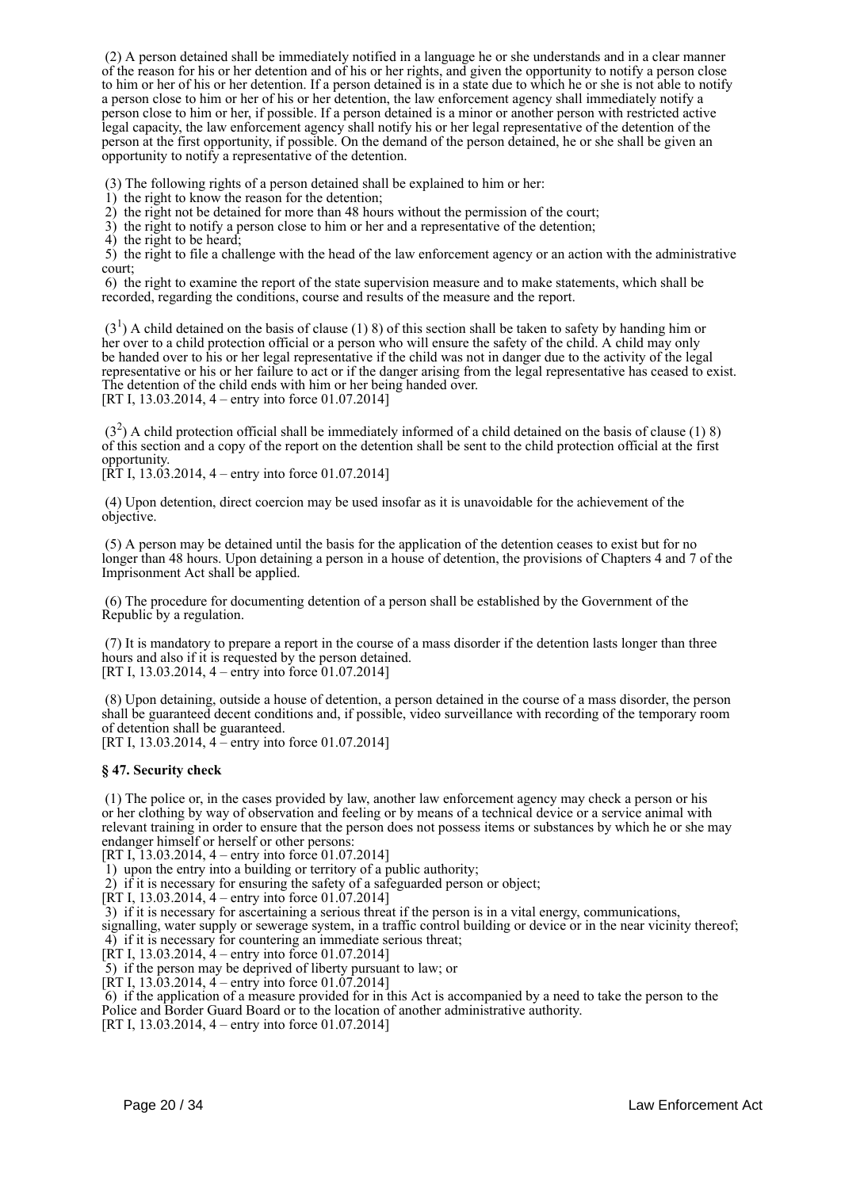(2) A person detained shall be immediately notified in a language he or she understands and in a clear manner of the reason for his or her detention and of his or her rights, and given the opportunity to notify a person close to him or her of his or her detention. If a person detained is in a state due to which he or she is not able to notify a person close to him or her of his or her detention, the law enforcement agency shall immediately notify a person close to him or her, if possible. If a person detained is a minor or another person with restricted active legal capacity, the law enforcement agency shall notify his or her legal representative of the detention of the person at the first opportunity, if possible. On the demand of the person detained, he or she shall be given an opportunity to notify a representative of the detention.

(3) The following rights of a person detained shall be explained to him or her:

1) the right to know the reason for the detention;

2) the right not be detained for more than 48 hours without the permission of the court;

3) the right to notify a person close to him or her and a representative of the detention;

4) the right to be heard;

5) the right to file a challenge with the head of the law enforcement agency or an action with the administrative court;

6) the right to examine the report of the state supervision measure and to make statements, which shall be recorded, regarding the conditions, course and results of the measure and the report.

($3^1$) A child detained on the basis of clause (1) 8) of this section shall be taken to safety by handing him or her over to a child protection official or a person who will ensure the safety of the child. A child may only be handed over to his or her legal representative if the child was not in danger due to the activity of the legal representative or his or her failure to act or if the danger arising from the legal representative has ceased to exist. The detention of the child ends with him or her being handed over.
[RT I, 13.03.2014, 4 – entry into force 01.07.2014]

($3^2$) A child protection official shall be immediately informed of a child detained on the basis of clause (1) 8) of this section and a copy of the report on the detention shall be sent to the child protection official at the first opportunity.
[RT I, 13.03.2014, 4 – entry into force 01.07.2014]

(4) Upon detention, direct coercion may be used insofar as it is unavoidable for the achievement of the objective.

(5) A person may be detained until the basis for the application of the detention ceases to exist but for no longer than 48 hours. Upon detaining a person in a house of detention, the provisions of Chapters 4 and 7 of the Imprisonment Act shall be applied.

(6) The procedure for documenting detention of a person shall be established by the Government of the Republic by a regulation.

(7) It is mandatory to prepare a report in the course of a mass disorder if the detention lasts longer than three hours and also if it is requested by the person detained.
[RT I, 13.03.2014, 4 – entry into force 01.07.2014]

(8) Upon detaining, outside a house of detention, a person detained in the course of a mass disorder, the person shall be guaranteed decent conditions and, if possible, video surveillance with recording of the temporary room of detention shall be guaranteed.
[RT I, 13.03.2014, 4 – entry into force 01.07.2014]

**§ 47. Security check**

(1) The police or, in the cases provided by law, another law enforcement agency may check a person or his or her clothing by way of observation and feeling or by means of a technical device or a service animal with relevant training in order to ensure that the person does not possess items or substances by which he or she may endanger himself or herself or other persons:
[RT I, 13.03.2014, 4 – entry into force 01.07.2014]

1) upon the entry into a building or territory of a public authority;

2) if it is necessary for ensuring the safety of a safeguarded person or object;
[RT I, 13.03.2014, 4 – entry into force 01.07.2014]

3) if it is necessary for ascertaining a serious threat if the person is in a vital energy, communications, signalling, water supply or sewerage system, in a traffic control building or device or in the near vicinity thereof;

4) if it is necessary for countering an immediate serious threat;
[RT I, 13.03.2014, 4 – entry into force 01.07.2014]

5) if the person may be deprived of liberty pursuant to law; or
[RT I, 13.03.2014, 4 – entry into force 01.07.2014]

6) if the application of a measure provided for in this Act is accompanied by a need to take the person to the Police and Border Guard Board or to the location of another administrative authority.
[RT I, 13.03.2014, 4 – entry into force 01.07.2014]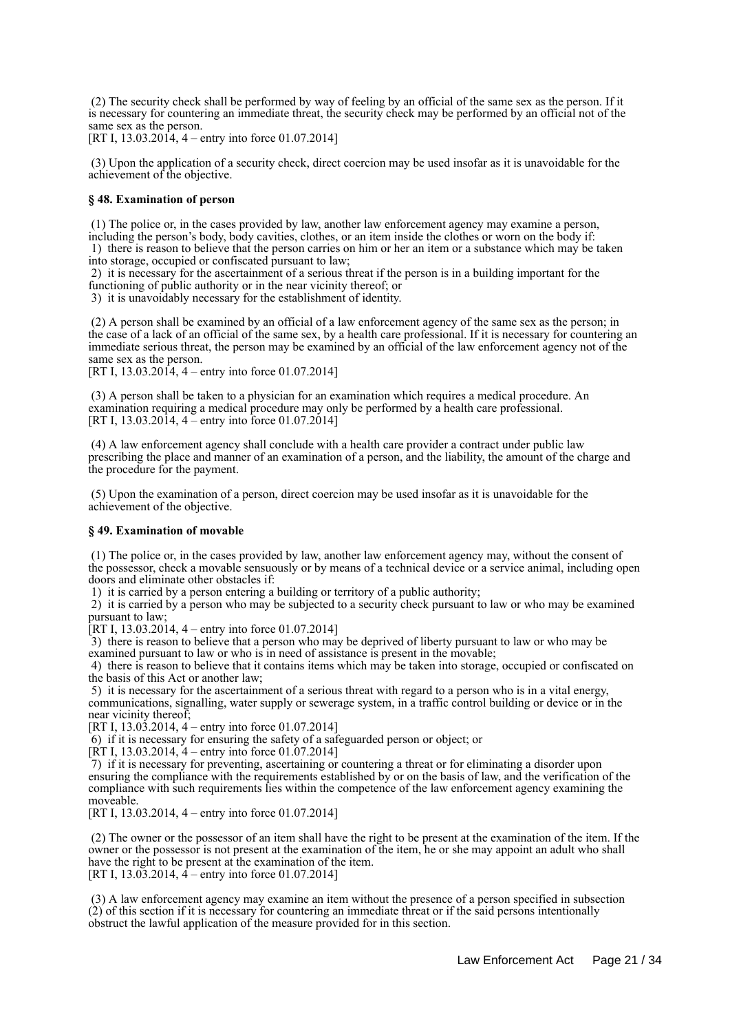(2) The security check shall be performed by way of feeling by an official of the same sex as the person. If it is necessary for countering an immediate threat, the security check may be performed by an official not of the same sex as the person.
[RT I, 13.03.2014, 4 – entry into force 01.07.2014]

(3) Upon the application of a security check, direct coercion may be used insofar as it is unavoidable for the achievement of the objective.

**§ 48. Examination of person**

(1) The police or, in the cases provided by law, another law enforcement agency may examine a person, including the person's body, body cavities, clothes, or an item inside the clothes or worn on the body if:
1) there is reason to believe that the person carries on him or her an item or a substance which may be taken into storage, occupied or confiscated pursuant to law;
2) it is necessary for the ascertainment of a serious threat if the person is in a building important for the functioning of public authority or in the near vicinity thereof; or
3) it is unavoidably necessary for the establishment of identity.

(2) A person shall be examined by an official of a law enforcement agency of the same sex as the person; in the case of a lack of an official of the same sex, by a health care professional. If it is necessary for countering an immediate serious threat, the person may be examined by an official of the law enforcement agency not of the same sex as the person.
[RT I, 13.03.2014, 4 – entry into force 01.07.2014]

(3) A person shall be taken to a physician for an examination which requires a medical procedure. An examination requiring a medical procedure may only be performed by a health care professional.
[RT I, 13.03.2014, 4 – entry into force 01.07.2014]

(4) A law enforcement agency shall conclude with a health care provider a contract under public law prescribing the place and manner of an examination of a person, and the liability, the amount of the charge and the procedure for the payment.

(5) Upon the examination of a person, direct coercion may be used insofar as it is unavoidable for the achievement of the objective.

**§ 49. Examination of movable**

(1) The police or, in the cases provided by law, another law enforcement agency may, without the consent of the possessor, check a movable sensuously or by means of a technical device or a service animal, including open doors and eliminate other obstacles if:
1) it is carried by a person entering a building or territory of a public authority;
2) it is carried by a person who may be subjected to a security check pursuant to law or who may be examined pursuant to law;
[RT I, 13.03.2014, 4 – entry into force 01.07.2014]
3) there is reason to believe that a person who may be deprived of liberty pursuant to law or who may be examined pursuant to law or who is in need of assistance is present in the movable;
4) there is reason to believe that it contains items which may be taken into storage, occupied or confiscated on the basis of this Act or another law;
5) it is necessary for the ascertainment of a serious threat with regard to a person who is in a vital energy, communications, signalling, water supply or sewerage system, in a traffic control building or device or in the near vicinity thereof;
[RT I, 13.03.2014, 4 – entry into force 01.07.2014]
6) if it is necessary for ensuring the safety of a safeguarded person or object; or
[RT I, 13.03.2014, 4 – entry into force 01.07.2014]
7) if it is necessary for preventing, ascertaining or countering a threat or for eliminating a disorder upon ensuring the compliance with the requirements established by or on the basis of law, and the verification of the compliance with such requirements lies within the competence of the law enforcement agency examining the moveable.
[RT I, 13.03.2014, 4 – entry into force 01.07.2014]

(2) The owner or the possessor of an item shall have the right to be present at the examination of the item. If the owner or the possessor is not present at the examination of the item, he or she may appoint an adult who shall have the right to be present at the examination of the item.
[RT I, 13.03.2014, 4 – entry into force 01.07.2014]

(3) A law enforcement agency may examine an item without the presence of a person specified in subsection (2) of this section if it is necessary for countering an immediate threat or if the said persons intentionally obstruct the lawful application of the measure provided for in this section.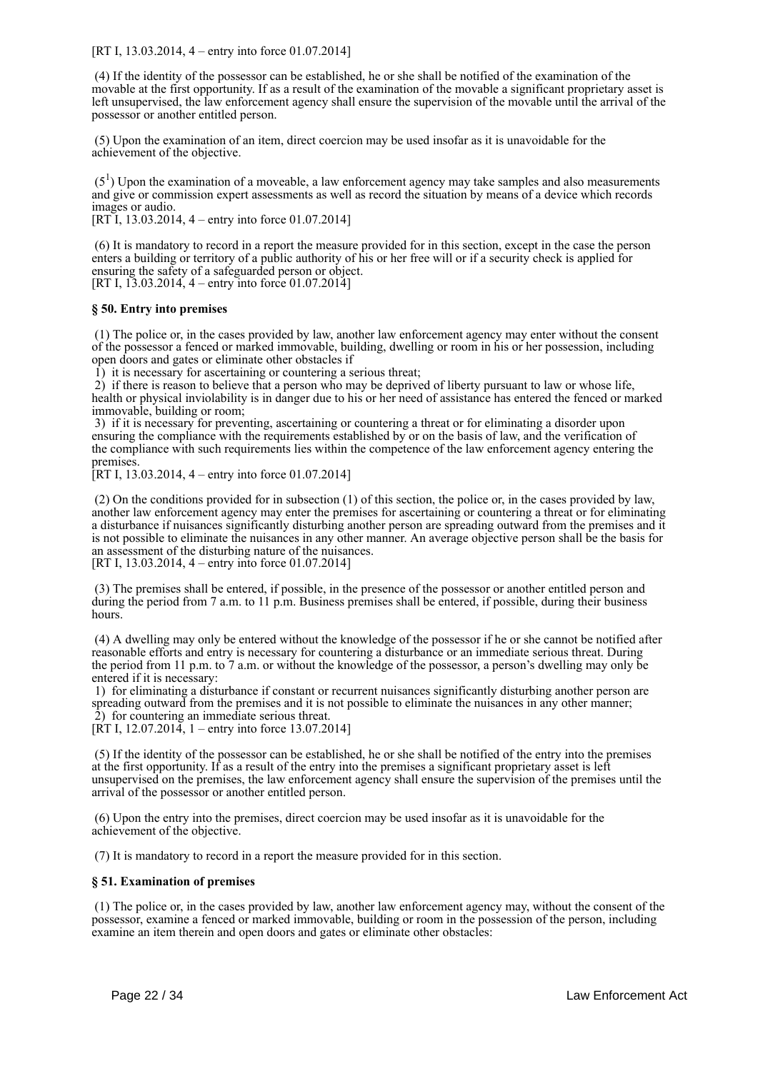[RT I, 13.03.2014, 4 – entry into force 01.07.2014]

(4) If the identity of the possessor can be established, he or she shall be notified of the examination of the movable at the first opportunity. If as a result of the examination of the movable a significant proprietary asset is left unsupervised, the law enforcement agency shall ensure the supervision of the movable until the arrival of the possessor or another entitled person.

(5) Upon the examination of an item, direct coercion may be used insofar as it is unavoidable for the achievement of the objective.

($5^1$) Upon the examination of a moveable, a law enforcement agency may take samples and also measurements and give or commission expert assessments as well as record the situation by means of a device which records images or audio.
[RT I, 13.03.2014, 4 – entry into force 01.07.2014]

(6) It is mandatory to record in a report the measure provided for in this section, except in the case the person enters a building or territory of a public authority of his or her free will or if a security check is applied for ensuring the safety of a safeguarded person or object.
[RT I, 13.03.2014, 4 – entry into force 01.07.2014]

**§ 50. Entry into premises**

(1) The police or, in the cases provided by law, another law enforcement agency may enter without the consent of the possessor a fenced or marked immovable, building, dwelling or room in his or her possession, including open doors and gates or eliminate other obstacles if
1) it is necessary for ascertaining or countering a serious threat;
2) if there is reason to believe that a person who may be deprived of liberty pursuant to law or whose life, health or physical inviolability is in danger due to his or her need of assistance has entered the fenced or marked immovable, building or room;
3) if it is necessary for preventing, ascertaining or countering a threat or for eliminating a disorder upon ensuring the compliance with the requirements established by or on the basis of law, and the verification of the compliance with such requirements lies within the competence of the law enforcement agency entering the premises.
[RT I, 13.03.2014, 4 – entry into force 01.07.2014]

(2) On the conditions provided for in subsection (1) of this section, the police or, in the cases provided by law, another law enforcement agency may enter the premises for ascertaining or countering a threat or for eliminating a disturbance if nuisances significantly disturbing another person are spreading outward from the premises and it is not possible to eliminate the nuisances in any other manner. An average objective person shall be the basis for an assessment of the disturbing nature of the nuisances.
[RT I, 13.03.2014, 4 – entry into force 01.07.2014]

(3) The premises shall be entered, if possible, in the presence of the possessor or another entitled person and during the period from 7 a.m. to 11 p.m. Business premises shall be entered, if possible, during their business hours.

(4) A dwelling may only be entered without the knowledge of the possessor if he or she cannot be notified after reasonable efforts and entry is necessary for countering a disturbance or an immediate serious threat. During the period from 11 p.m. to 7 a.m. or without the knowledge of the possessor, a person's dwelling may only be entered if it is necessary:
1) for eliminating a disturbance if constant or recurrent nuisances significantly disturbing another person are spreading outward from the premises and it is not possible to eliminate the nuisances in any other manner;
2) for countering an immediate serious threat.
[RT I, 12.07.2014, 1 – entry into force 13.07.2014]

(5) If the identity of the possessor can be established, he or she shall be notified of the entry into the premises at the first opportunity. If as a result of the entry into the premises a significant proprietary asset is left unsupervised on the premises, the law enforcement agency shall ensure the supervision of the premises until the arrival of the possessor or another entitled person.

(6) Upon the entry into the premises, direct coercion may be used insofar as it is unavoidable for the achievement of the objective.

(7) It is mandatory to record in a report the measure provided for in this section.

**§ 51. Examination of premises**

(1) The police or, in the cases provided by law, another law enforcement agency may, without the consent of the possessor, examine a fenced or marked immovable, building or room in the possession of the person, including examine an item therein and open doors and gates or eliminate other obstacles: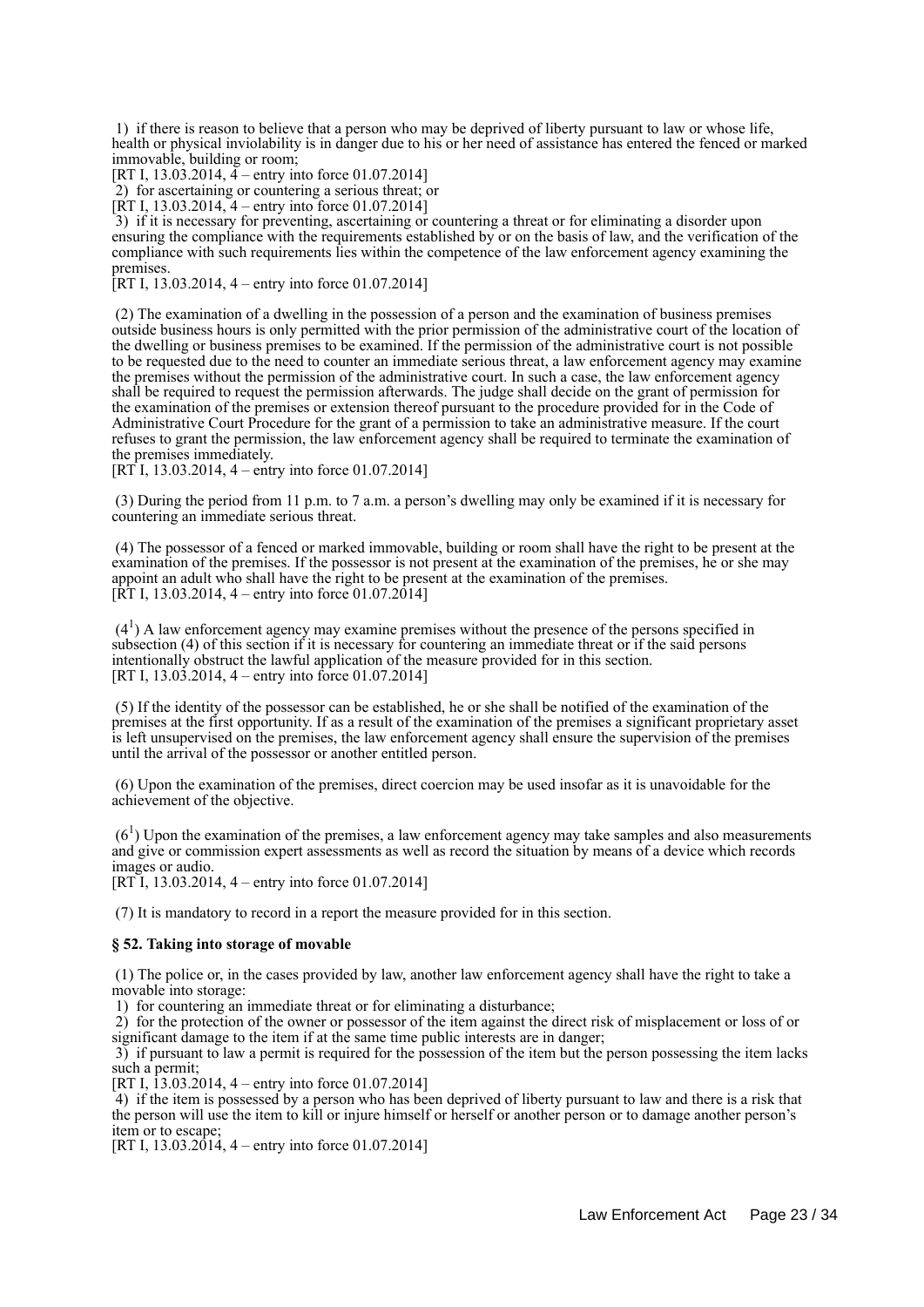1) if there is reason to believe that a person who may be deprived of liberty pursuant to law or whose life, health or physical inviolability is in danger due to his or her need of assistance has entered the fenced or marked immovable, building or room;
[RT I, 13.03.2014, 4 – entry into force 01.07.2014]
2) for ascertaining or countering a serious threat; or
[RT I, 13.03.2014, 4 – entry into force 01.07.2014]
3) if it is necessary for preventing, ascertaining or countering a threat or for eliminating a disorder upon ensuring the compliance with the requirements established by or on the basis of law, and the verification of the compliance with such requirements lies within the competence of the law enforcement agency examining the premises.
[RT I, 13.03.2014, 4 – entry into force 01.07.2014]

(2) The examination of a dwelling in the possession of a person and the examination of business premises outside business hours is only permitted with the prior permission of the administrative court of the location of the dwelling or business premises to be examined. If the permission of the administrative court is not possible to be requested due to the need to counter an immediate serious threat, a law enforcement agency may examine the premises without the permission of the administrative court. In such a case, the law enforcement agency shall be required to request the permission afterwards. The judge shall decide on the grant of permission for the examination of the premises or extension thereof pursuant to the procedure provided for in the Code of Administrative Court Procedure for the grant of a permission to take an administrative measure. If the court refuses to grant the permission, the law enforcement agency shall be required to terminate the examination of the premises immediately.
[RT I, 13.03.2014, 4 – entry into force 01.07.2014]

(3) During the period from 11 p.m. to 7 a.m. a person's dwelling may only be examined if it is necessary for countering an immediate serious threat.

(4) The possessor of a fenced or marked immovable, building or room shall have the right to be present at the examination of the premises. If the possessor is not present at the examination of the premises, he or she may appoint an adult who shall have the right to be present at the examination of the premises.
[RT I, 13.03.2014, 4 – entry into force 01.07.2014]

(4[1]) A law enforcement agency may examine premises without the presence of the persons specified in subsection (4) of this section if it is necessary for countering an immediate threat or if the said persons intentionally obstruct the lawful application of the measure provided for in this section.
[RT I, 13.03.2014, 4 – entry into force 01.07.2014]

(5) If the identity of the possessor can be established, he or she shall be notified of the examination of the premises at the first opportunity. If as a result of the examination of the premises a significant proprietary asset is left unsupervised on the premises, the law enforcement agency shall ensure the supervision of the premises until the arrival of the possessor or another entitled person.

(6) Upon the examination of the premises, direct coercion may be used insofar as it is unavoidable for the achievement of the objective.

(6[1]) Upon the examination of the premises, a law enforcement agency may take samples and also measurements and give or commission expert assessments as well as record the situation by means of a device which records images or audio.
[RT I, 13.03.2014, 4 – entry into force 01.07.2014]

(7) It is mandatory to record in a report the measure provided for in this section.

**§ 52. Taking into storage of movable**

(1) The police or, in the cases provided by law, another law enforcement agency shall have the right to take a movable into storage:
1) for countering an immediate threat or for eliminating a disturbance;
2) for the protection of the owner or possessor of the item against the direct risk of misplacement or loss of or significant damage to the item if at the same time public interests are in danger;
3) if pursuant to law a permit is required for the possession of the item but the person possessing the item lacks such a permit;
[RT I, 13.03.2014, 4 – entry into force 01.07.2014]
4) if the item is possessed by a person who has been deprived of liberty pursuant to law and there is a risk that the person will use the item to kill or injure himself or herself or another person or to damage another person's item or to escape;
[RT I, 13.03.2014, 4 – entry into force 01.07.2014]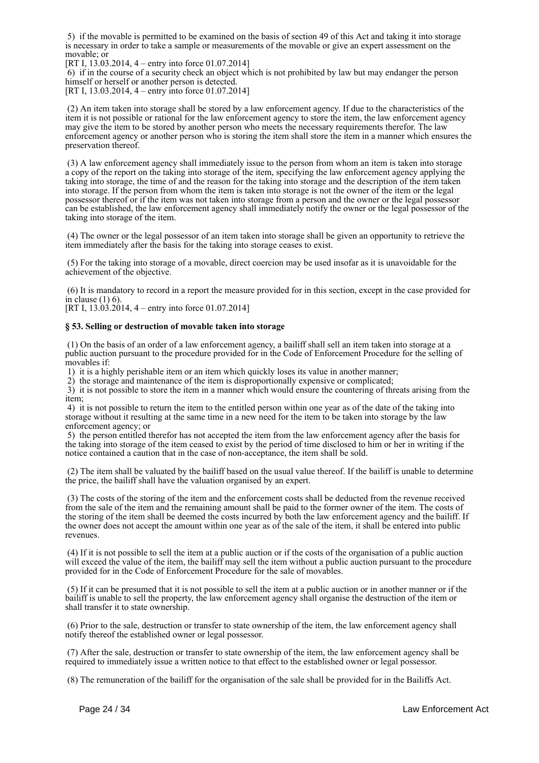5) if the movable is permitted to be examined on the basis of section 49 of this Act and taking it into storage is necessary in order to take a sample or measurements of the movable or give an expert assessment on the movable; or
[RT I, 13.03.2014, 4 – entry into force 01.07.2014]
6) if in the course of a security check an object which is not prohibited by law but may endanger the person himself or herself or another person is detected.
[RT I, 13.03.2014, 4 – entry into force 01.07.2014]

(2) An item taken into storage shall be stored by a law enforcement agency. If due to the characteristics of the item it is not possible or rational for the law enforcement agency to store the item, the law enforcement agency may give the item to be stored by another person who meets the necessary requirements therefor. The law enforcement agency or another person who is storing the item shall store the item in a manner which ensures the preservation thereof.

(3) A law enforcement agency shall immediately issue to the person from whom an item is taken into storage a copy of the report on the taking into storage of the item, specifying the law enforcement agency applying the taking into storage, the time of and the reason for the taking into storage and the description of the item taken into storage. If the person from whom the item is taken into storage is not the owner of the item or the legal possessor thereof or if the item was not taken into storage from a person and the owner or the legal possessor can be established, the law enforcement agency shall immediately notify the owner or the legal possessor of the taking into storage of the item.

(4) The owner or the legal possessor of an item taken into storage shall be given an opportunity to retrieve the item immediately after the basis for the taking into storage ceases to exist.

(5) For the taking into storage of a movable, direct coercion may be used insofar as it is unavoidable for the achievement of the objective.

(6) It is mandatory to record in a report the measure provided for in this section, except in the case provided for in clause (1) 6).
[RT I, 13.03.2014, 4 – entry into force 01.07.2014]

**§ 53. Selling or destruction of movable taken into storage**

(1) On the basis of an order of a law enforcement agency, a bailiff shall sell an item taken into storage at a public auction pursuant to the procedure provided for in the Code of Enforcement Procedure for the selling of movables if:
1) it is a highly perishable item or an item which quickly loses its value in another manner;
2) the storage and maintenance of the item is disproportionally expensive or complicated;
3) it is not possible to store the item in a manner which would ensure the countering of threats arising from the item;
4) it is not possible to return the item to the entitled person within one year as of the date of the taking into storage without it resulting at the same time in a new need for the item to be taken into storage by the law enforcement agency; or
5) the person entitled therefor has not accepted the item from the law enforcement agency after the basis for the taking into storage of the item ceased to exist by the period of time disclosed to him or her in writing if the notice contained a caution that in the case of non-acceptance, the item shall be sold.

(2) The item shall be valuated by the bailiff based on the usual value thereof. If the bailiff is unable to determine the price, the bailiff shall have the valuation organised by an expert.

(3) The costs of the storing of the item and the enforcement costs shall be deducted from the revenue received from the sale of the item and the remaining amount shall be paid to the former owner of the item. The costs of the storing of the item shall be deemed the costs incurred by both the law enforcement agency and the bailiff. If the owner does not accept the amount within one year as of the sale of the item, it shall be entered into public revenues.

(4) If it is not possible to sell the item at a public auction or if the costs of the organisation of a public auction will exceed the value of the item, the bailiff may sell the item without a public auction pursuant to the procedure provided for in the Code of Enforcement Procedure for the sale of movables.

(5) If it can be presumed that it is not possible to sell the item at a public auction or in another manner or if the bailiff is unable to sell the property, the law enforcement agency shall organise the destruction of the item or shall transfer it to state ownership.

(6) Prior to the sale, destruction or transfer to state ownership of the item, the law enforcement agency shall notify thereof the established owner or legal possessor.

(7) After the sale, destruction or transfer to state ownership of the item, the law enforcement agency shall be required to immediately issue a written notice to that effect to the established owner or legal possessor.

(8) The remuneration of the bailiff for the organisation of the sale shall be provided for in the Bailiffs Act.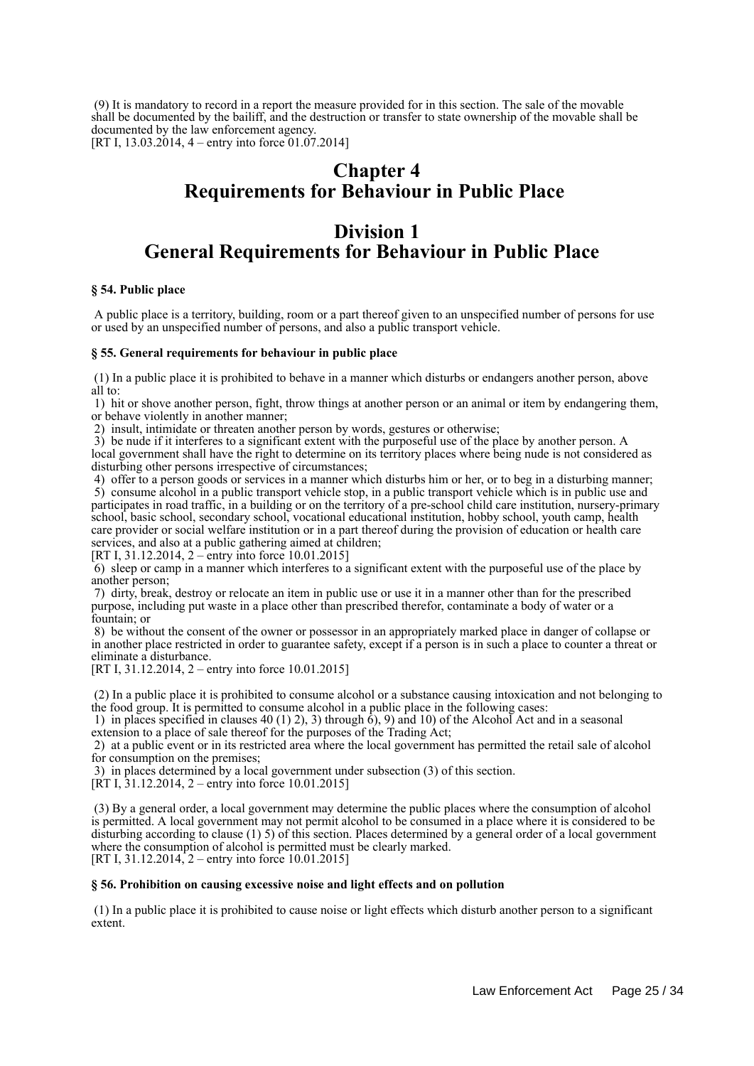(9) It is mandatory to record in a report the measure provided for in this section. The sale of the movable shall be documented by the bailiff, and the destruction or transfer to state ownership of the movable shall be documented by the law enforcement agency.
[RT I, 13.03.2014, 4 – entry into force 01.07.2014]

# Chapter 4
# Requirements for Behaviour in Public Place

## Division 1
## General Requirements for Behaviour in Public Place

### § 54. Public place

A public place is a territory, building, room or a part thereof given to an unspecified number of persons for use or used by an unspecified number of persons, and also a public transport vehicle.

### § 55. General requirements for behaviour in public place

(1) In a public place it is prohibited to behave in a manner which disturbs or endangers another person, above all to:
1) hit or shove another person, fight, throw things at another person or an animal or item by endangering them, or behave violently in another manner;
2) insult, intimidate or threaten another person by words, gestures or otherwise;
3) be nude if it interferes to a significant extent with the purposeful use of the place by another person. A local government shall have the right to determine on its territory places where being nude is not considered as disturbing other persons irrespective of circumstances;
4) offer to a person goods or services in a manner which disturbs him or her, or to beg in a disturbing manner;
5) consume alcohol in a public transport vehicle stop, in a public transport vehicle which is in public use and participates in road traffic, in a building or on the territory of a pre-school child care institution, nursery-primary school, basic school, secondary school, vocational educational institution, hobby school, youth camp, health care provider or social welfare institution or in a part thereof during the provision of education or health care services, and also at a public gathering aimed at children;
[RT I, 31.12.2014, 2 – entry into force 10.01.2015]
6) sleep or camp in a manner which interferes to a significant extent with the purposeful use of the place by another person;
7) dirty, break, destroy or relocate an item in public use or use it in a manner other than for the prescribed purpose, including put waste in a place other than prescribed therefor, contaminate a body of water or a fountain; or
8) be without the consent of the owner or possessor in an appropriately marked place in danger of collapse or in another place restricted in order to guarantee safety, except if a person is in such a place to counter a threat or eliminate a disturbance.
[RT I, 31.12.2014, 2 – entry into force 10.01.2015]

(2) In a public place it is prohibited to consume alcohol or a substance causing intoxication and not belonging to the food group. It is permitted to consume alcohol in a public place in the following cases:
1) in places specified in clauses 40 (1) 2), 3) through 6), 9) and 10) of the Alcohol Act and in a seasonal extension to a place of sale thereof for the purposes of the Trading Act;
2) at a public event or in its restricted area where the local government has permitted the retail sale of alcohol for consumption on the premises;
3) in places determined by a local government under subsection (3) of this section.
[RT I, 31.12.2014, 2 – entry into force 10.01.2015]

(3) By a general order, a local government may determine the public places where the consumption of alcohol is permitted. A local government may not permit alcohol to be consumed in a place where it is considered to be disturbing according to clause (1) 5) of this section. Places determined by a general order of a local government where the consumption of alcohol is permitted must be clearly marked.
[RT I, 31.12.2014, 2 – entry into force 10.01.2015]

### § 56. Prohibition on causing excessive noise and light effects and on pollution

(1) In a public place it is prohibited to cause noise or light effects which disturb another person to a significant extent.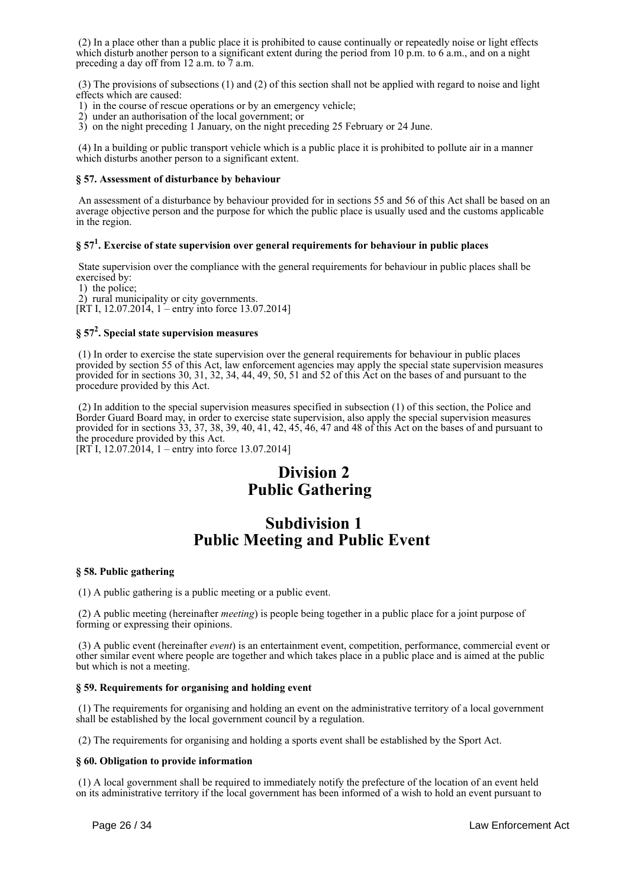(2) In a place other than a public place it is prohibited to cause continually or repeatedly noise or light effects which disturb another person to a significant extent during the period from 10 p.m. to 6 a.m., and on a night preceding a day off from 12 a.m. to 7 a.m.

(3) The provisions of subsections (1) and (2) of this section shall not be applied with regard to noise and light effects which are caused:
1) in the course of rescue operations or by an emergency vehicle;
2) under an authorisation of the local government; or
3) on the night preceding 1 January, on the night preceding 25 February or 24 June.

(4) In a building or public transport vehicle which is a public place it is prohibited to pollute air in a manner which disturbs another person to a significant extent.

#### § 57. Assessment of disturbance by behaviour

An assessment of a disturbance by behaviour provided for in sections 55 and 56 of this Act shall be based on an average objective person and the purpose for which the public place is usually used and the customs applicable in the region.

#### § 57[1]. Exercise of state supervision over general requirements for behaviour in public places

State supervision over the compliance with the general requirements for behaviour in public places shall be exercised by:
1) the police;
2) rural municipality or city governments.
[RT I, 12.07.2014, 1 – entry into force 13.07.2014]

#### § 57[2]. Special state supervision measures

(1) In order to exercise the state supervision over the general requirements for behaviour in public places provided by section 55 of this Act, law enforcement agencies may apply the special state supervision measures provided for in sections 30, 31, 32, 34, 44, 49, 50, 51 and 52 of this Act on the bases of and pursuant to the procedure provided by this Act.

(2) In addition to the special supervision measures specified in subsection (1) of this section, the Police and Border Guard Board may, in order to exercise state supervision, also apply the special supervision measures provided for in sections 33, 37, 38, 39, 40, 41, 42, 45, 46, 47 and 48 of this Act on the bases of and pursuant to the procedure provided by this Act.
[RT I, 12.07.2014, 1 – entry into force 13.07.2014]

## Division 2
## Public Gathering

### Subdivision 1
### Public Meeting and Public Event

#### § 58. Public gathering

(1) A public gathering is a public meeting or a public event.

(2) A public meeting (hereinafter *meeting*) is people being together in a public place for a joint purpose of forming or expressing their opinions.

(3) A public event (hereinafter *event*) is an entertainment event, competition, performance, commercial event or other similar event where people are together and which takes place in a public place and is aimed at the public but which is not a meeting.

#### § 59. Requirements for organising and holding event

(1) The requirements for organising and holding an event on the administrative territory of a local government shall be established by the local government council by a regulation.

(2) The requirements for organising and holding a sports event shall be established by the Sport Act.

#### § 60. Obligation to provide information

(1) A local government shall be required to immediately notify the prefecture of the location of an event held on its administrative territory if the local government has been informed of a wish to hold an event pursuant to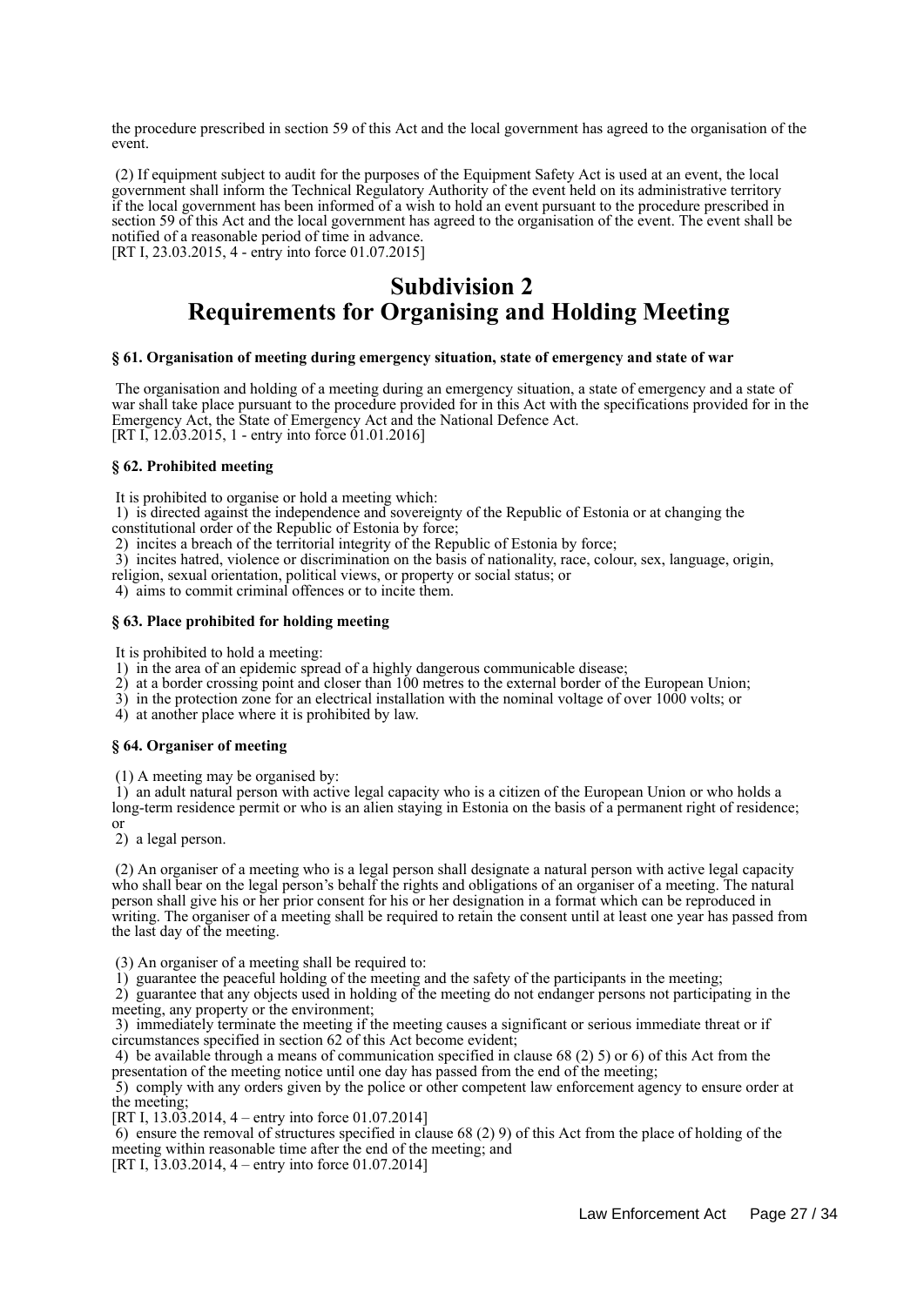the procedure prescribed in section 59 of this Act and the local government has agreed to the organisation of the event.

(2) If equipment subject to audit for the purposes of the Equipment Safety Act is used at an event, the local government shall inform the Technical Regulatory Authority of the event held on its administrative territory if the local government has been informed of a wish to hold an event pursuant to the procedure prescribed in section 59 of this Act and the local government has agreed to the organisation of the event. The event shall be notified of a reasonable period of time in advance.
[RT I, 23.03.2015, 4 - entry into force 01.07.2015]

# Subdivision 2
# Requirements for Organising and Holding Meeting

**§ 61. Organisation of meeting during emergency situation, state of emergency and state of war**

The organisation and holding of a meeting during an emergency situation, a state of emergency and a state of war shall take place pursuant to the procedure provided for in this Act with the specifications provided for in the Emergency Act, the State of Emergency Act and the National Defence Act.
[RT I, 12.03.2015, 1 - entry into force 01.01.2016]

**§ 62. Prohibited meeting**

It is prohibited to organise or hold a meeting which:
1) is directed against the independence and sovereignty of the Republic of Estonia or at changing the constitutional order of the Republic of Estonia by force;
2) incites a breach of the territorial integrity of the Republic of Estonia by force;
3) incites hatred, violence or discrimination on the basis of nationality, race, colour, sex, language, origin, religion, sexual orientation, political views, or property or social status; or
4) aims to commit criminal offences or to incite them.

**§ 63. Place prohibited for holding meeting**

It is prohibited to hold a meeting:
1) in the area of an epidemic spread of a highly dangerous communicable disease;
2) at a border crossing point and closer than 100 metres to the external border of the European Union;
3) in the protection zone for an electrical installation with the nominal voltage of over 1000 volts; or
4) at another place where it is prohibited by law.

**§ 64. Organiser of meeting**

(1) A meeting may be organised by:
1) an adult natural person with active legal capacity who is a citizen of the European Union or who holds a long-term residence permit or who is an alien staying in Estonia on the basis of a permanent right of residence; or
2) a legal person.

(2) An organiser of a meeting who is a legal person shall designate a natural person with active legal capacity who shall bear on the legal person's behalf the rights and obligations of an organiser of a meeting. The natural person shall give his or her prior consent for his or her designation in a format which can be reproduced in writing. The organiser of a meeting shall be required to retain the consent until at least one year has passed from the last day of the meeting.

(3) An organiser of a meeting shall be required to:
1) guarantee the peaceful holding of the meeting and the safety of the participants in the meeting;
2) guarantee that any objects used in holding of the meeting do not endanger persons not participating in the meeting, any property or the environment;
3) immediately terminate the meeting if the meeting causes a significant or serious immediate threat or if circumstances specified in section 62 of this Act become evident;
4) be available through a means of communication specified in clause 68 (2) 5) or 6) of this Act from the presentation of the meeting notice until one day has passed from the end of the meeting;
5) comply with any orders given by the police or other competent law enforcement agency to ensure order at the meeting;
[RT I, 13.03.2014, 4 – entry into force 01.07.2014]
6) ensure the removal of structures specified in clause 68 (2) 9) of this Act from the place of holding of the meeting within reasonable time after the end of the meeting; and
[RT I, 13.03.2014, 4 – entry into force 01.07.2014]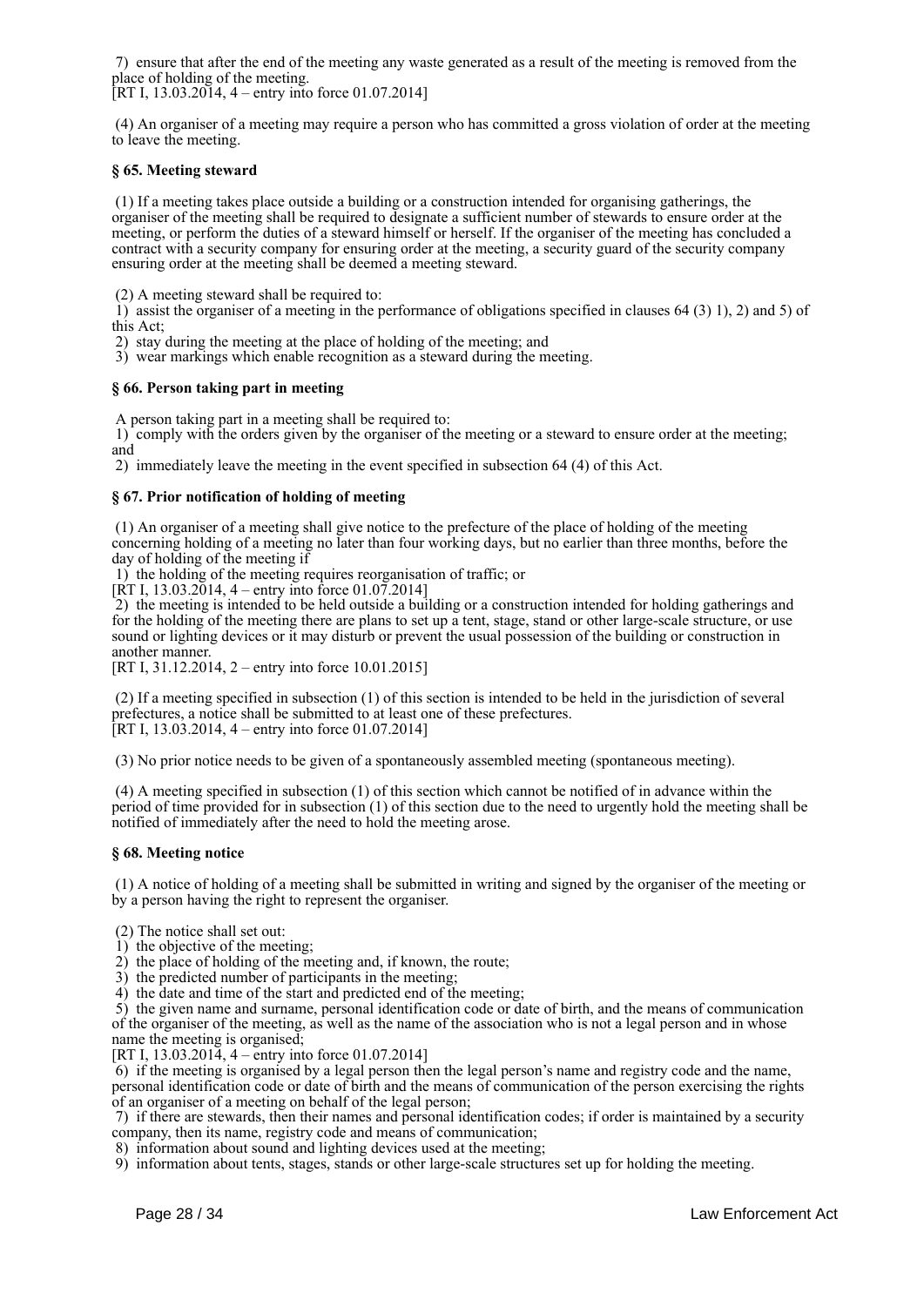7) ensure that after the end of the meeting any waste generated as a result of the meeting is removed from the place of holding of the meeting.
[RT I, 13.03.2014, 4 – entry into force 01.07.2014]

(4) An organiser of a meeting may require a person who has committed a gross violation of order at the meeting to leave the meeting.

### § 65. Meeting steward

(1) If a meeting takes place outside a building or a construction intended for organising gatherings, the organiser of the meeting shall be required to designate a sufficient number of stewards to ensure order at the meeting, or perform the duties of a steward himself or herself. If the organiser of the meeting has concluded a contract with a security company for ensuring order at the meeting, a security guard of the security company ensuring order at the meeting shall be deemed a meeting steward.

(2) A meeting steward shall be required to:
1) assist the organiser of a meeting in the performance of obligations specified in clauses 64 (3) 1), 2) and 5) of this Act;
2) stay during the meeting at the place of holding of the meeting; and
3) wear markings which enable recognition as a steward during the meeting.

### § 66. Person taking part in meeting

A person taking part in a meeting shall be required to:
1) comply with the orders given by the organiser of the meeting or a steward to ensure order at the meeting; and
2) immediately leave the meeting in the event specified in subsection 64 (4) of this Act.

### § 67. Prior notification of holding of meeting

(1) An organiser of a meeting shall give notice to the prefecture of the place of holding of the meeting concerning holding of a meeting no later than four working days, but no earlier than three months, before the day of holding of the meeting if
1) the holding of the meeting requires reorganisation of traffic; or
[RT I, 13.03.2014, 4 – entry into force 01.07.2014]
2) the meeting is intended to be held outside a building or a construction intended for holding gatherings and for the holding of the meeting there are plans to set up a tent, stage, stand or other large-scale structure, or use sound or lighting devices or it may disturb or prevent the usual possession of the building or construction in another manner.
[RT I, 31.12.2014, 2 – entry into force 10.01.2015]

(2) If a meeting specified in subsection (1) of this section is intended to be held in the jurisdiction of several prefectures, a notice shall be submitted to at least one of these prefectures.
[RT I, 13.03.2014, 4 – entry into force 01.07.2014]

(3) No prior notice needs to be given of a spontaneously assembled meeting (spontaneous meeting).

(4) A meeting specified in subsection (1) of this section which cannot be notified of in advance within the period of time provided for in subsection (1) of this section due to the need to urgently hold the meeting shall be notified of immediately after the need to hold the meeting arose.

### § 68. Meeting notice

(1) A notice of holding of a meeting shall be submitted in writing and signed by the organiser of the meeting or by a person having the right to represent the organiser.

(2) The notice shall set out:
1) the objective of the meeting;
2) the place of holding of the meeting and, if known, the route;
3) the predicted number of participants in the meeting;
4) the date and time of the start and predicted end of the meeting;
5) the given name and surname, personal identification code or date of birth, and the means of communication of the organiser of the meeting, as well as the name of the association who is not a legal person and in whose name the meeting is organised;
[RT I, 13.03.2014, 4 – entry into force 01.07.2014]
6) if the meeting is organised by a legal person then the legal person's name and registry code and the name, personal identification code or date of birth and the means of communication of the person exercising the rights of an organiser of a meeting on behalf of the legal person;
7) if there are stewards, then their names and personal identification codes; if order is maintained by a security company, then its name, registry code and means of communication;
8) information about sound and lighting devices used at the meeting;
9) information about tents, stages, stands or other large-scale structures set up for holding the meeting.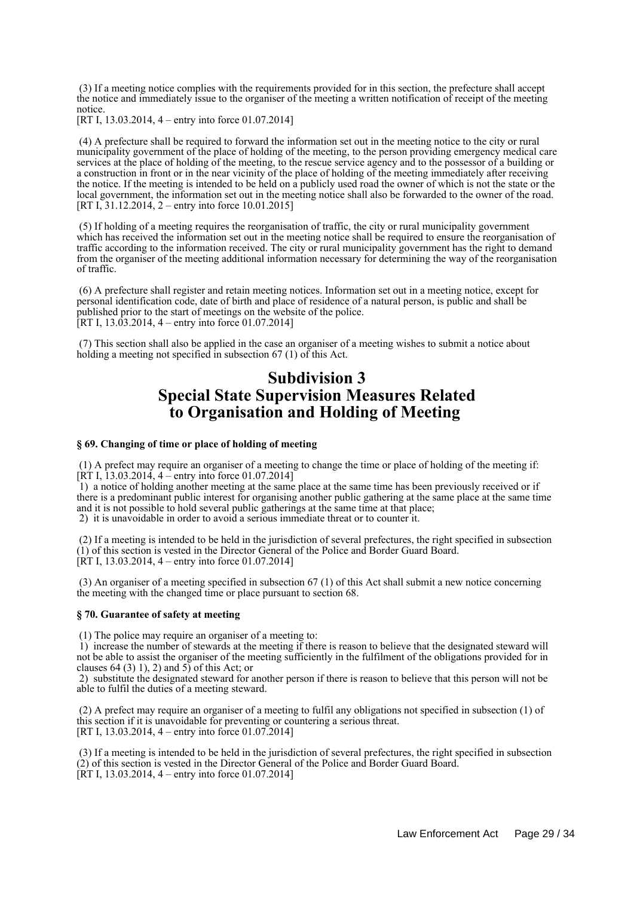(3) If a meeting notice complies with the requirements provided for in this section, the prefecture shall accept the notice and immediately issue to the organiser of the meeting a written notification of receipt of the meeting notice.
[RT I, 13.03.2014, 4 – entry into force 01.07.2014]

(4) A prefecture shall be required to forward the information set out in the meeting notice to the city or rural municipality government of the place of holding of the meeting, to the person providing emergency medical care services at the place of holding of the meeting, to the rescue service agency and to the possessor of a building or a construction in front or in the near vicinity of the place of holding of the meeting immediately after receiving the notice. If the meeting is intended to be held on a publicly used road the owner of which is not the state or the local government, the information set out in the meeting notice shall also be forwarded to the owner of the road.
[RT I, 31.12.2014, 2 – entry into force 10.01.2015]

(5) If holding of a meeting requires the reorganisation of traffic, the city or rural municipality government which has received the information set out in the meeting notice shall be required to ensure the reorganisation of traffic according to the information received. The city or rural municipality government has the right to demand from the organiser of the meeting additional information necessary for determining the way of the reorganisation of traffic.

(6) A prefecture shall register and retain meeting notices. Information set out in a meeting notice, except for personal identification code, date of birth and place of residence of a natural person, is public and shall be published prior to the start of meetings on the website of the police.
[RT I, 13.03.2014, 4 – entry into force 01.07.2014]

(7) This section shall also be applied in the case an organiser of a meeting wishes to submit a notice about holding a meeting not specified in subsection 67 (1) of this Act.

## Subdivision 3
## Special State Supervision Measures Related to Organisation and Holding of Meeting

**§ 69. Changing of time or place of holding of meeting**

(1) A prefect may require an organiser of a meeting to change the time or place of holding of the meeting if:
[RT I, 13.03.2014, 4 – entry into force 01.07.2014]
1) a notice of holding another meeting at the same place at the same time has been previously received or if there is a predominant public interest for organising another public gathering at the same place at the same time and it is not possible to hold several public gatherings at the same time at that place;
2) it is unavoidable in order to avoid a serious immediate threat or to counter it.

(2) If a meeting is intended to be held in the jurisdiction of several prefectures, the right specified in subsection (1) of this section is vested in the Director General of the Police and Border Guard Board.
[RT I, 13.03.2014, 4 – entry into force 01.07.2014]

(3) An organiser of a meeting specified in subsection 67 (1) of this Act shall submit a new notice concerning the meeting with the changed time or place pursuant to section 68.

**§ 70. Guarantee of safety at meeting**

(1) The police may require an organiser of a meeting to:
1) increase the number of stewards at the meeting if there is reason to believe that the designated steward will not be able to assist the organiser of the meeting sufficiently in the fulfilment of the obligations provided for in clauses 64 (3) 1), 2) and 5) of this Act; or
2) substitute the designated steward for another person if there is reason to believe that this person will not be able to fulfil the duties of a meeting steward.

(2) A prefect may require an organiser of a meeting to fulfil any obligations not specified in subsection (1) of this section if it is unavoidable for preventing or countering a serious threat.
[RT I, 13.03.2014, 4 – entry into force 01.07.2014]

(3) If a meeting is intended to be held in the jurisdiction of several prefectures, the right specified in subsection (2) of this section is vested in the Director General of the Police and Border Guard Board.
[RT I, 13.03.2014, 4 – entry into force 01.07.2014]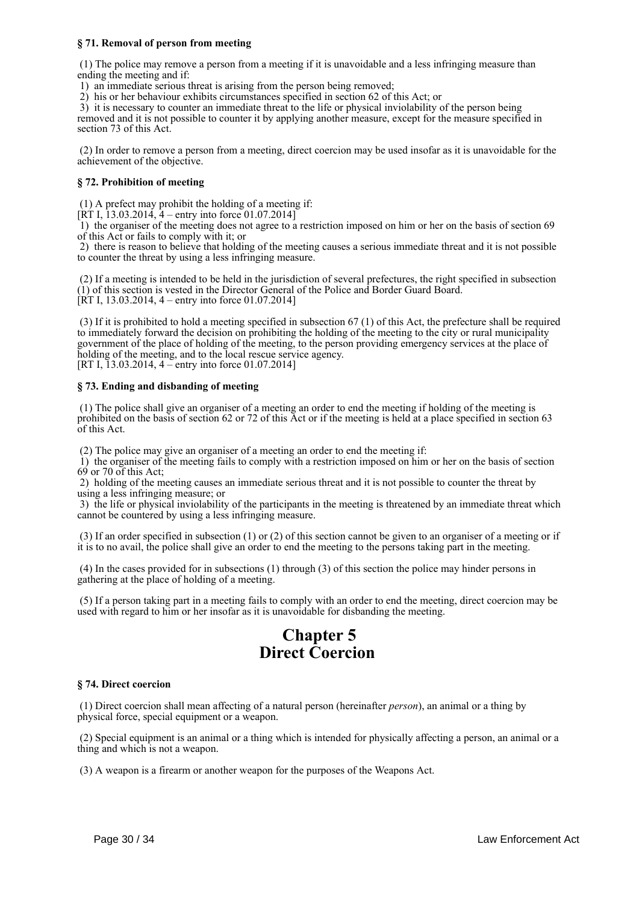#### § 71. Removal of person from meeting

(1) The police may remove a person from a meeting if it is unavoidable and a less infringing measure than ending the meeting and if:

1) an immediate serious threat is arising from the person being removed;

2) his or her behaviour exhibits circumstances specified in section 62 of this Act; or

3) it is necessary to counter an immediate threat to the life or physical inviolability of the person being removed and it is not possible to counter it by applying another measure, except for the measure specified in section 73 of this Act.

(2) In order to remove a person from a meeting, direct coercion may be used insofar as it is unavoidable for the achievement of the objective.

#### § 72. Prohibition of meeting

(1) A prefect may prohibit the holding of a meeting if:
[RT I, 13.03.2014, 4 – entry into force 01.07.2014]

1) the organiser of the meeting does not agree to a restriction imposed on him or her on the basis of section 69 of this Act or fails to comply with it; or

2) there is reason to believe that holding of the meeting causes a serious immediate threat and it is not possible to counter the threat by using a less infringing measure.

(2) If a meeting is intended to be held in the jurisdiction of several prefectures, the right specified in subsection (1) of this section is vested in the Director General of the Police and Border Guard Board.
[RT I, 13.03.2014, 4 – entry into force 01.07.2014]

(3) If it is prohibited to hold a meeting specified in subsection 67 (1) of this Act, the prefecture shall be required to immediately forward the decision on prohibiting the holding of the meeting to the city or rural municipality government of the place of holding of the meeting, to the person providing emergency services at the place of holding of the meeting, and to the local rescue service agency.
[RT I, 13.03.2014, 4 – entry into force 01.07.2014]

#### § 73. Ending and disbanding of meeting

(1) The police shall give an organiser of a meeting an order to end the meeting if holding of the meeting is prohibited on the basis of section 62 or 72 of this Act or if the meeting is held at a place specified in section 63 of this Act.

(2) The police may give an organiser of a meeting an order to end the meeting if:

1) the organiser of the meeting fails to comply with a restriction imposed on him or her on the basis of section 69 or 70 of this Act;

2) holding of the meeting causes an immediate serious threat and it is not possible to counter the threat by using a less infringing measure; or

3) the life or physical inviolability of the participants in the meeting is threatened by an immediate threat which cannot be countered by using a less infringing measure.

(3) If an order specified in subsection (1) or (2) of this section cannot be given to an organiser of a meeting or if it is to no avail, the police shall give an order to end the meeting to the persons taking part in the meeting.

(4) In the cases provided for in subsections (1) through (3) of this section the police may hinder persons in gathering at the place of holding of a meeting.

(5) If a person taking part in a meeting fails to comply with an order to end the meeting, direct coercion may be used with regard to him or her insofar as it is unavoidable for disbanding the meeting.

## Chapter 5
## Direct Coercion

#### § 74. Direct coercion

(1) Direct coercion shall mean affecting of a natural person (hereinafter *person*), an animal or a thing by physical force, special equipment or a weapon.

(2) Special equipment is an animal or a thing which is intended for physically affecting a person, an animal or a thing and which is not a weapon.

(3) A weapon is a firearm or another weapon for the purposes of the Weapons Act.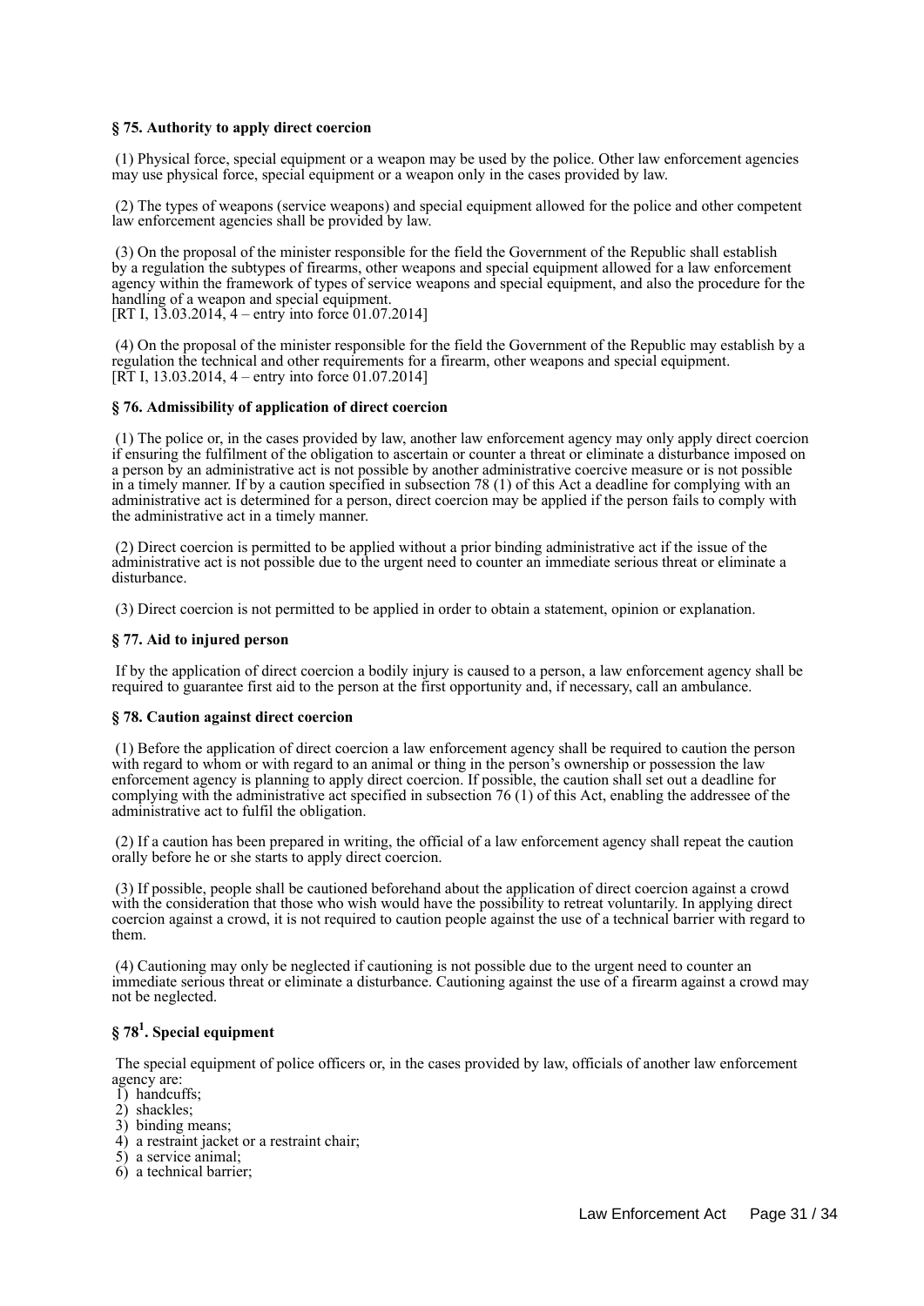**§ 75. Authority to apply direct coercion**

(1) Physical force, special equipment or a weapon may be used by the police. Other law enforcement agencies may use physical force, special equipment or a weapon only in the cases provided by law.

(2) The types of weapons (service weapons) and special equipment allowed for the police and other competent law enforcement agencies shall be provided by law.

(3) On the proposal of the minister responsible for the field the Government of the Republic shall establish by a regulation the subtypes of firearms, other weapons and special equipment allowed for a law enforcement agency within the framework of types of service weapons and special equipment, and also the procedure for the handling of a weapon and special equipment.
[RT I, 13.03.2014, 4 – entry into force 01.07.2014]

(4) On the proposal of the minister responsible for the field the Government of the Republic may establish by a regulation the technical and other requirements for a firearm, other weapons and special equipment.
[RT I, 13.03.2014, 4 – entry into force 01.07.2014]

**§ 76. Admissibility of application of direct coercion**

(1) The police or, in the cases provided by law, another law enforcement agency may only apply direct coercion if ensuring the fulfilment of the obligation to ascertain or counter a threat or eliminate a disturbance imposed on a person by an administrative act is not possible by another administrative coercive measure or is not possible in a timely manner. If by a caution specified in subsection 78 (1) of this Act a deadline for complying with an administrative act is determined for a person, direct coercion may be applied if the person fails to comply with the administrative act in a timely manner.

(2) Direct coercion is permitted to be applied without a prior binding administrative act if the issue of the administrative act is not possible due to the urgent need to counter an immediate serious threat or eliminate a disturbance.

(3) Direct coercion is not permitted to be applied in order to obtain a statement, opinion or explanation.

**§ 77. Aid to injured person**

If by the application of direct coercion a bodily injury is caused to a person, a law enforcement agency shall be required to guarantee first aid to the person at the first opportunity and, if necessary, call an ambulance.

**§ 78. Caution against direct coercion**

(1) Before the application of direct coercion a law enforcement agency shall be required to caution the person with regard to whom or with regard to an animal or thing in the person's ownership or possession the law enforcement agency is planning to apply direct coercion. If possible, the caution shall set out a deadline for complying with the administrative act specified in subsection 76 (1) of this Act, enabling the addressee of the administrative act to fulfil the obligation.

(2) If a caution has been prepared in writing, the official of a law enforcement agency shall repeat the caution orally before he or she starts to apply direct coercion.

(3) If possible, people shall be cautioned beforehand about the application of direct coercion against a crowd with the consideration that those who wish would have the possibility to retreat voluntarily. In applying direct coercion against a crowd, it is not required to caution people against the use of a technical barrier with regard to them.

(4) Cautioning may only be neglected if cautioning is not possible due to the urgent need to counter an immediate serious threat or eliminate a disturbance. Cautioning against the use of a firearm against a crowd may not be neglected.

**§ 78[1]. Special equipment**

The special equipment of police officers or, in the cases provided by law, officials of another law enforcement agency are:
1) handcuffs;
2) shackles;
3) binding means;
4) a restraint jacket or a restraint chair;
5) a service animal;
6) a technical barrier;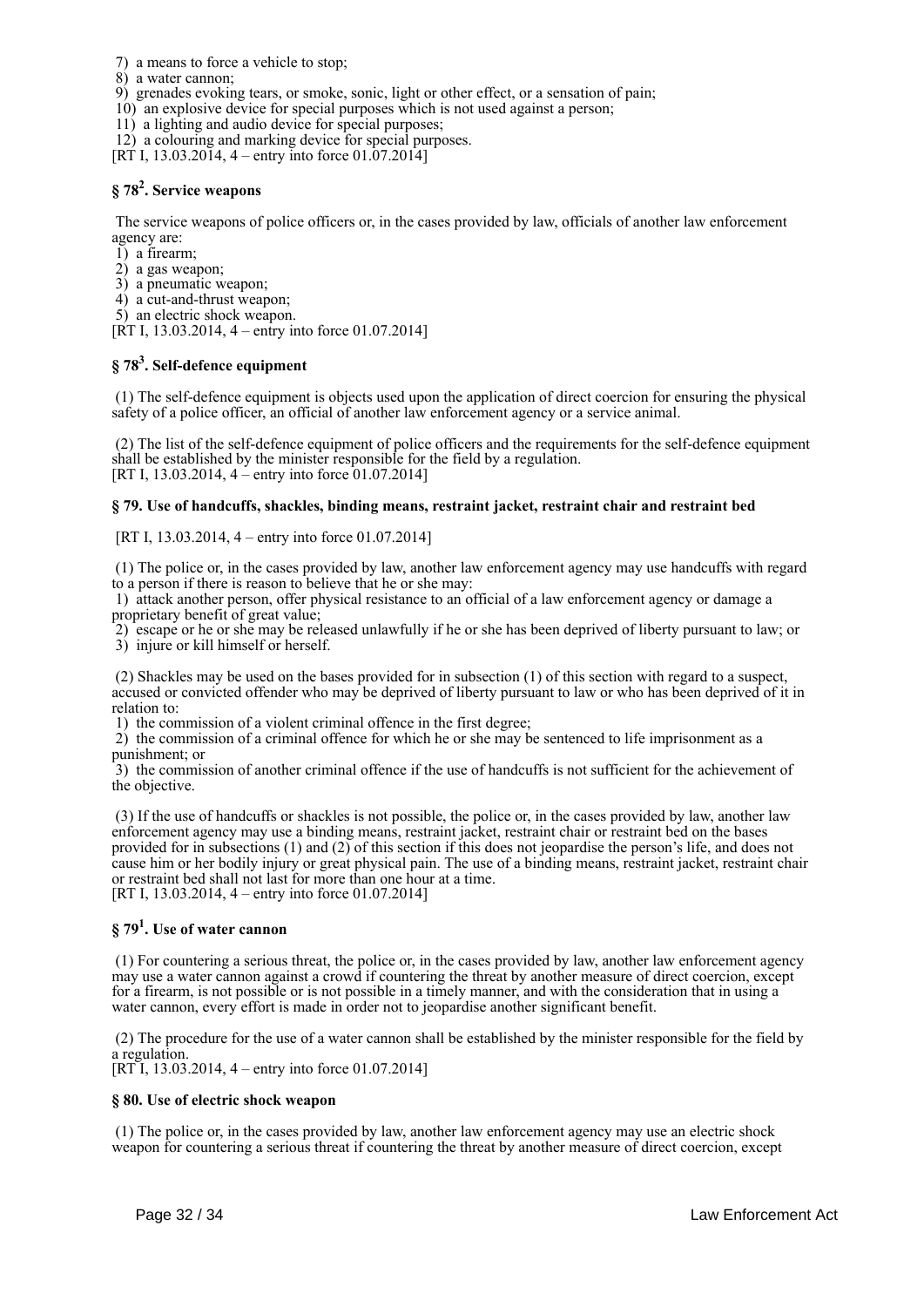7) a means to force a vehicle to stop;
8) a water cannon;
9) grenades evoking tears, or smoke, sonic, light or other effect, or a sensation of pain;
10) an explosive device for special purposes which is not used against a person;
11) a lighting and audio device for special purposes;
12) a colouring and marking device for special purposes.
[RT I, 13.03.2014, 4 – entry into force 01.07.2014]

### § 78[2]. Service weapons

The service weapons of police officers or, in the cases provided by law, officials of another law enforcement agency are:
1) a firearm;
2) a gas weapon;
3) a pneumatic weapon;
4) a cut-and-thrust weapon;
5) an electric shock weapon.
[RT I, 13.03.2014, 4 – entry into force 01.07.2014]

### § 78[3]. Self-defence equipment

(1) The self-defence equipment is objects used upon the application of direct coercion for ensuring the physical safety of a police officer, an official of another law enforcement agency or a service animal.

(2) The list of the self-defence equipment of police officers and the requirements for the self-defence equipment shall be established by the minister responsible for the field by a regulation.
[RT I, 13.03.2014, 4 – entry into force 01.07.2014]

### § 79. Use of handcuffs, shackles, binding means, restraint jacket, restraint chair and restraint bed

[RT I, 13.03.2014, 4 – entry into force 01.07.2014]

(1) The police or, in the cases provided by law, another law enforcement agency may use handcuffs with regard to a person if there is reason to believe that he or she may:
1) attack another person, offer physical resistance to an official of a law enforcement agency or damage a proprietary benefit of great value;
2) escape or he or she may be released unlawfully if he or she has been deprived of liberty pursuant to law; or
3) injure or kill himself or herself.

(2) Shackles may be used on the bases provided for in subsection (1) of this section with regard to a suspect, accused or convicted offender who may be deprived of liberty pursuant to law or who has been deprived of it in relation to:
1) the commission of a violent criminal offence in the first degree;
2) the commission of a criminal offence for which he or she may be sentenced to life imprisonment as a punishment; or
3) the commission of another criminal offence if the use of handcuffs is not sufficient for the achievement of the objective.

(3) If the use of handcuffs or shackles is not possible, the police or, in the cases provided by law, another law enforcement agency may use a binding means, restraint jacket, restraint chair or restraint bed on the bases provided for in subsections (1) and (2) of this section if this does not jeopardise the person's life, and does not cause him or her bodily injury or great physical pain. The use of a binding means, restraint jacket, restraint chair or restraint bed shall not last for more than one hour at a time.
[RT I, 13.03.2014, 4 – entry into force 01.07.2014]

### § 79[1]. Use of water cannon

(1) For countering a serious threat, the police or, in the cases provided by law, another law enforcement agency may use a water cannon against a crowd if countering the threat by another measure of direct coercion, except for a firearm, is not possible or is not possible in a timely manner, and with the consideration that in using a water cannon, every effort is made in order not to jeopardise another significant benefit.

(2) The procedure for the use of a water cannon shall be established by the minister responsible for the field by a regulation.
[RT I, 13.03.2014, 4 – entry into force 01.07.2014]

### § 80. Use of electric shock weapon

(1) The police or, in the cases provided by law, another law enforcement agency may use an electric shock weapon for countering a serious threat if countering the threat by another measure of direct coercion, except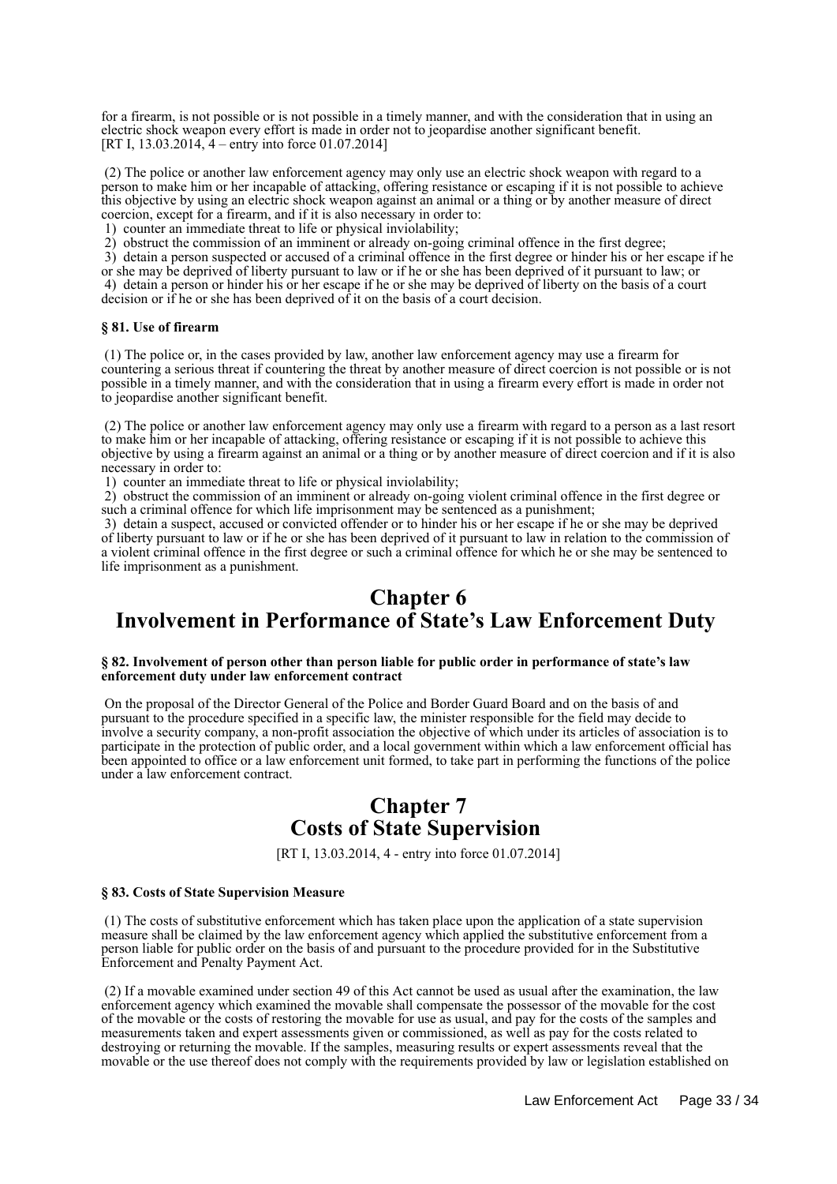for a firearm, is not possible or is not possible in a timely manner, and with the consideration that in using an electric shock weapon every effort is made in order not to jeopardise another significant benefit.
[RT I, 13.03.2014, 4 – entry into force 01.07.2014]

(2) The police or another law enforcement agency may only use an electric shock weapon with regard to a person to make him or her incapable of attacking, offering resistance or escaping if it is not possible to achieve this objective by using an electric shock weapon against an animal or a thing or by another measure of direct coercion, except for a firearm, and if it is also necessary in order to:
1) counter an immediate threat to life or physical inviolability;
2) obstruct the commission of an imminent or already on-going criminal offence in the first degree;
3) detain a person suspected or accused of a criminal offence in the first degree or hinder his or her escape if he or she may be deprived of liberty pursuant to law or if he or she has been deprived of it pursuant to law; or
4) detain a person or hinder his or her escape if he or she may be deprived of liberty on the basis of a court decision or if he or she has been deprived of it on the basis of a court decision.

#### § 81. Use of firearm

(1) The police or, in the cases provided by law, another law enforcement agency may use a firearm for countering a serious threat if countering the threat by another measure of direct coercion is not possible or is not possible in a timely manner, and with the consideration that in using a firearm every effort is made in order not to jeopardise another significant benefit.

(2) The police or another law enforcement agency may only use a firearm with regard to a person as a last resort to make him or her incapable of attacking, offering resistance or escaping if it is not possible to achieve this objective by using a firearm against an animal or a thing or by another measure of direct coercion and if it is also necessary in order to:
1) counter an immediate threat to life or physical inviolability;
2) obstruct the commission of an imminent or already on-going violent criminal offence in the first degree or such a criminal offence for which life imprisonment may be sentenced as a punishment;
3) detain a suspect, accused or convicted offender or to hinder his or her escape if he or she may be deprived of liberty pursuant to law or if he or she has been deprived of it pursuant to law in relation to the commission of a violent criminal offence in the first degree or such a criminal offence for which he or she may be sentenced to life imprisonment as a punishment.

## Chapter 6
## Involvement in Performance of State's Law Enforcement Duty

#### § 82. Involvement of person other than person liable for public order in performance of state's law enforcement duty under law enforcement contract

On the proposal of the Director General of the Police and Border Guard Board and on the basis of and pursuant to the procedure specified in a specific law, the minister responsible for the field may decide to involve a security company, a non-profit association the objective of which under its articles of association is to participate in the protection of public order, and a local government within which a law enforcement official has been appointed to office or a law enforcement unit formed, to take part in performing the functions of the police under a law enforcement contract.

## Chapter 7
## Costs of State Supervision

[RT I, 13.03.2014, 4 - entry into force 01.07.2014]

#### § 83. Costs of State Supervision Measure

(1) The costs of substitutive enforcement which has taken place upon the application of a state supervision measure shall be claimed by the law enforcement agency which applied the substitutive enforcement from a person liable for public order on the basis of and pursuant to the procedure provided for in the Substitutive Enforcement and Penalty Payment Act.

(2) If a movable examined under section 49 of this Act cannot be used as usual after the examination, the law enforcement agency which examined the movable shall compensate the possessor of the movable for the cost of the movable or the costs of restoring the movable for use as usual, and pay for the costs of the samples and measurements taken and expert assessments given or commissioned, as well as pay for the costs related to destroying or returning the movable. If the samples, measuring results or expert assessments reveal that the movable or the use thereof does not comply with the requirements provided by law or legislation established on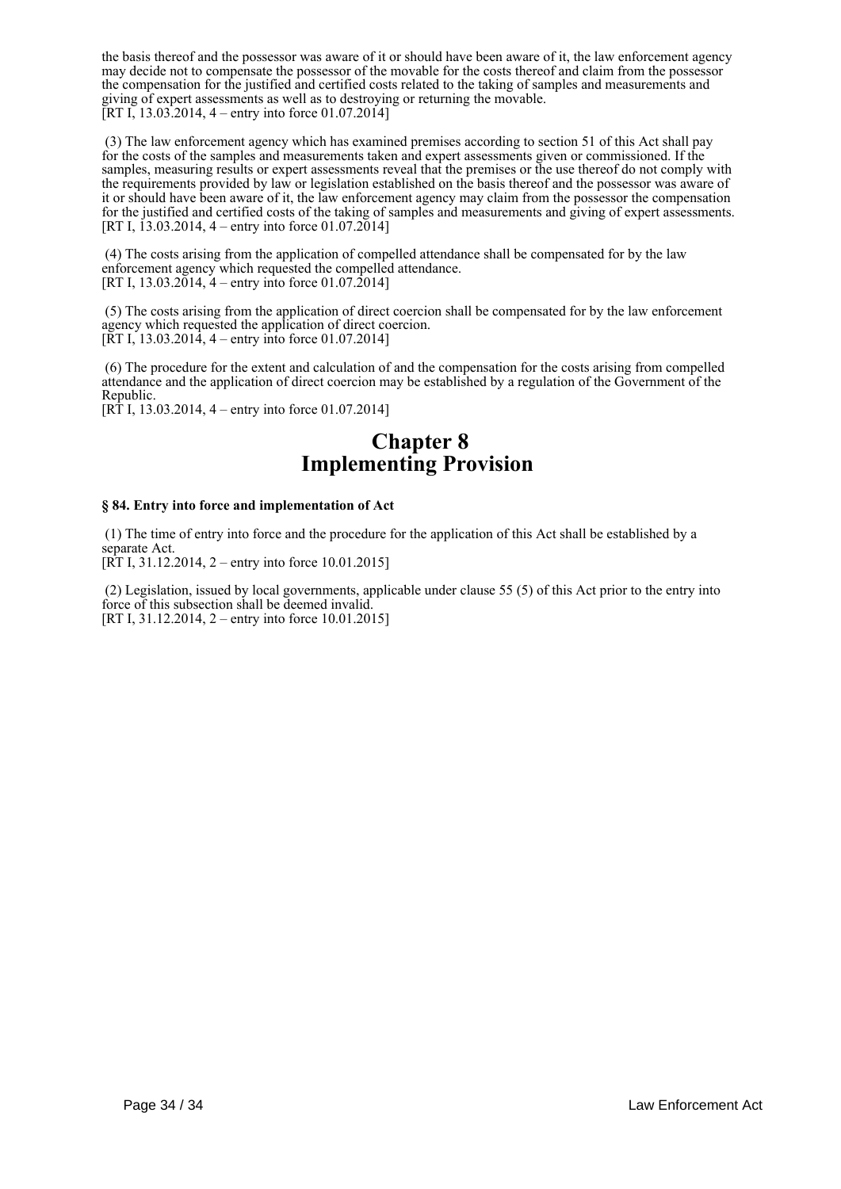the basis thereof and the possessor was aware of it or should have been aware of it, the law enforcement agency may decide not to compensate the possessor of the movable for the costs thereof and claim from the possessor the compensation for the justified and certified costs related to the taking of samples and measurements and giving of expert assessments as well as to destroying or returning the movable.
[RT I, 13.03.2014, 4 – entry into force 01.07.2014]

(3) The law enforcement agency which has examined premises according to section 51 of this Act shall pay for the costs of the samples and measurements taken and expert assessments given or commissioned. If the samples, measuring results or expert assessments reveal that the premises or the use thereof do not comply with the requirements provided by law or legislation established on the basis thereof and the possessor was aware of it or should have been aware of it, the law enforcement agency may claim from the possessor the compensation for the justified and certified costs of the taking of samples and measurements and giving of expert assessments.
[RT I, 13.03.2014, 4 – entry into force 01.07.2014]

(4) The costs arising from the application of compelled attendance shall be compensated for by the law enforcement agency which requested the compelled attendance.
[RT I, 13.03.2014, 4 – entry into force 01.07.2014]

(5) The costs arising from the application of direct coercion shall be compensated for by the law enforcement agency which requested the application of direct coercion.
[RT I, 13.03.2014, 4 – entry into force 01.07.2014]

(6) The procedure for the extent and calculation of and the compensation for the costs arising from compelled attendance and the application of direct coercion may be established by a regulation of the Government of the Republic.
[RT I, 13.03.2014, 4 – entry into force 01.07.2014]

# Chapter 8
# Implementing Provision

**§ 84. Entry into force and implementation of Act**

(1) The time of entry into force and the procedure for the application of this Act shall be established by a separate Act.
[RT I, 31.12.2014, 2 – entry into force 10.01.2015]

(2) Legislation, issued by local governments, applicable under clause 55 (5) of this Act prior to the entry into force of this subsection shall be deemed invalid.
[RT I, 31.12.2014, 2 – entry into force 10.01.2015]